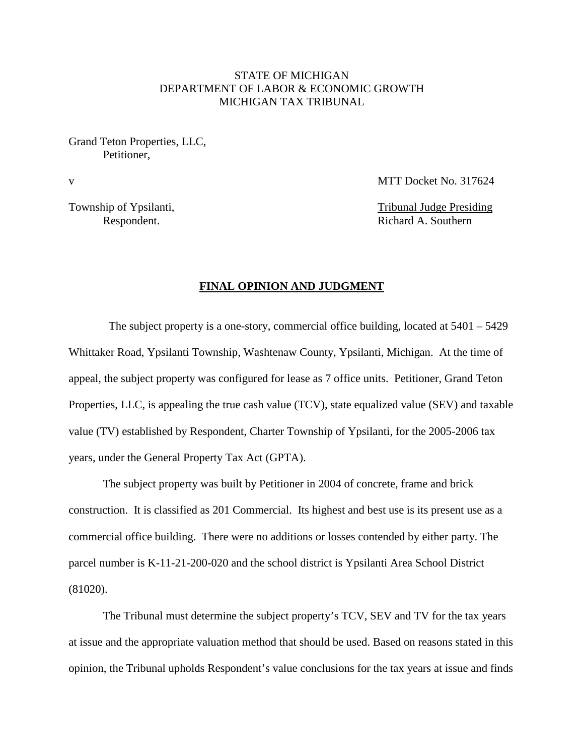STATE OF MICHIGAN
DEPARTMENT OF LABOR & ECONOMIC GROWTH
MICHIGAN TAX TRIBUNAL

Grand Teton Properties, LLC,
Petitioner,

v MTT Docket No. 317624

Township of Ypsilanti, Tribunal Judge Presiding
Respondent. Richard A. Southern

**FINAL OPINION AND JUDGMENT**

The subject property is a one-story, commercial office building, located at 5401 – 5429 Whittaker Road, Ypsilanti Township, Washtenaw County, Ypsilanti, Michigan. At the time of appeal, the subject property was configured for lease as 7 office units. Petitioner, Grand Teton Properties, LLC, is appealing the true cash value (TCV), state equalized value (SEV) and taxable value (TV) established by Respondent, Charter Township of Ypsilanti, for the 2005-2006 tax years, under the General Property Tax Act (GPTA).

The subject property was built by Petitioner in 2004 of concrete, frame and brick construction. It is classified as 201 Commercial. Its highest and best use is its present use as a commercial office building. There were no additions or losses contended by either party. The parcel number is K-11-21-200-020 and the school district is Ypsilanti Area School District (81020).

The Tribunal must determine the subject property's TCV, SEV and TV for the tax years at issue and the appropriate valuation method that should be used. Based on reasons stated in this opinion, the Tribunal upholds Respondent's value conclusions for the tax years at issue and finds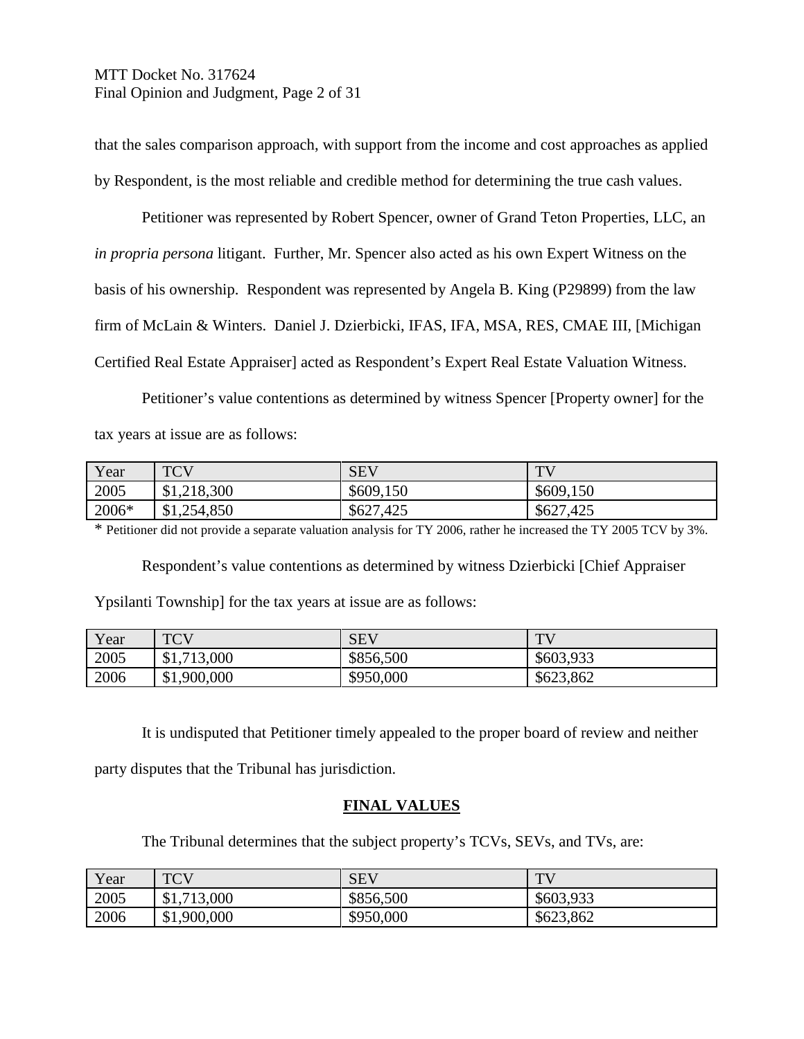that the sales comparison approach, with support from the income and cost approaches as applied by Respondent, is the most reliable and credible method for determining the true cash values.

Petitioner was represented by Robert Spencer, owner of Grand Teton Properties, LLC, an *in propria persona* litigant. Further, Mr. Spencer also acted as his own Expert Witness on the basis of his ownership. Respondent was represented by Angela B. King (P29899) from the law firm of McLain & Winters. Daniel J. Dzierbicki, IFAS, IFA, MSA, RES, CMAE III, [Michigan Certified Real Estate Appraiser] acted as Respondent's Expert Real Estate Valuation Witness.

Petitioner's value contentions as determined by witness Spencer [Property owner] for the tax years at issue are as follows:

| Year | TCV | SEV | TV |
|---|---|---|---|
| 2005 | $1,218,300 | $609,150 | $609,150 |
| 2006* | $1,254,850 | $627,425 | $627,425 |

* Petitioner did not provide a separate valuation analysis for TY 2006, rather he increased the TY 2005 TCV by 3%.

Respondent's value contentions as determined by witness Dzierbicki [Chief Appraiser Ypsilanti Township] for the tax years at issue are as follows:

| Year | TCV | SEV | TV |
|---|---|---|---|
| 2005 | $1,713,000 | $856,500 | $603,933 |
| 2006 | $1,900,000 | $950,000 | $623,862 |

It is undisputed that Petitioner timely appealed to the proper board of review and neither party disputes that the Tribunal has jurisdiction.

## FINAL VALUES

The Tribunal determines that the subject property's TCVs, SEVs, and TVs, are:

| Year | TCV | SEV | TV |
|---|---|---|---|
| 2005 | $1,713,000 | $856,500 | $603,933 |
| 2006 | $1,900,000 | $950,000 | $623,862 |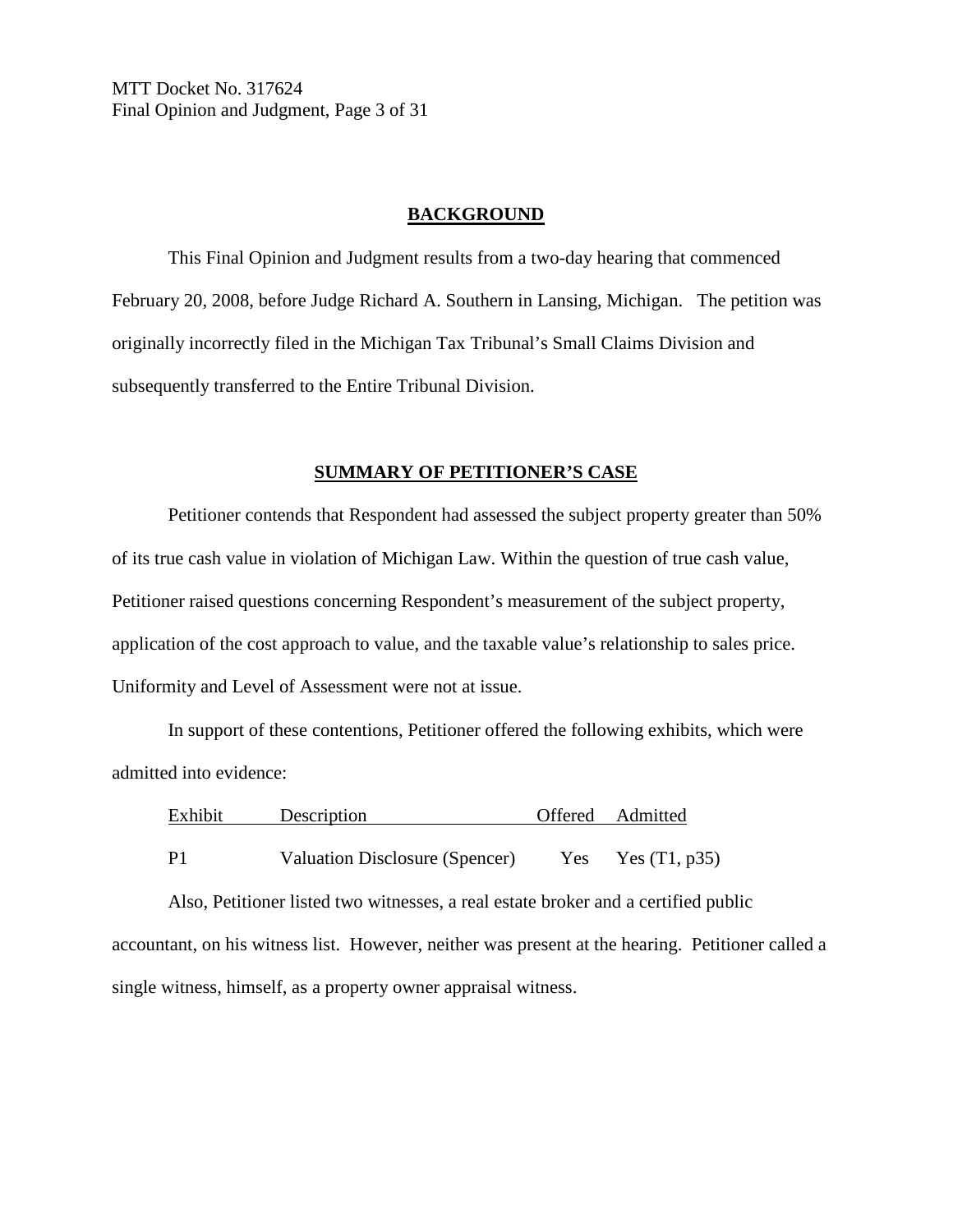## BACKGROUND

This Final Opinion and Judgment results from a two-day hearing that commenced February 20, 2008, before Judge Richard A. Southern in Lansing, Michigan. The petition was originally incorrectly filed in the Michigan Tax Tribunal's Small Claims Division and subsequently transferred to the Entire Tribunal Division.

## SUMMARY OF PETITIONER'S CASE

Petitioner contends that Respondent had assessed the subject property greater than 50% of its true cash value in violation of Michigan Law. Within the question of true cash value, Petitioner raised questions concerning Respondent's measurement of the subject property, application of the cost approach to value, and the taxable value's relationship to sales price. Uniformity and Level of Assessment were not at issue.

In support of these contentions, Petitioner offered the following exhibits, which were admitted into evidence:

| Exhibit | Description | Offered | Admitted |
|---|---|---|---|
| P1 | Valuation Disclosure (Spencer) | Yes | Yes (T1, p35) |

Also, Petitioner listed two witnesses, a real estate broker and a certified public accountant, on his witness list. However, neither was present at the hearing. Petitioner called a single witness, himself, as a property owner appraisal witness.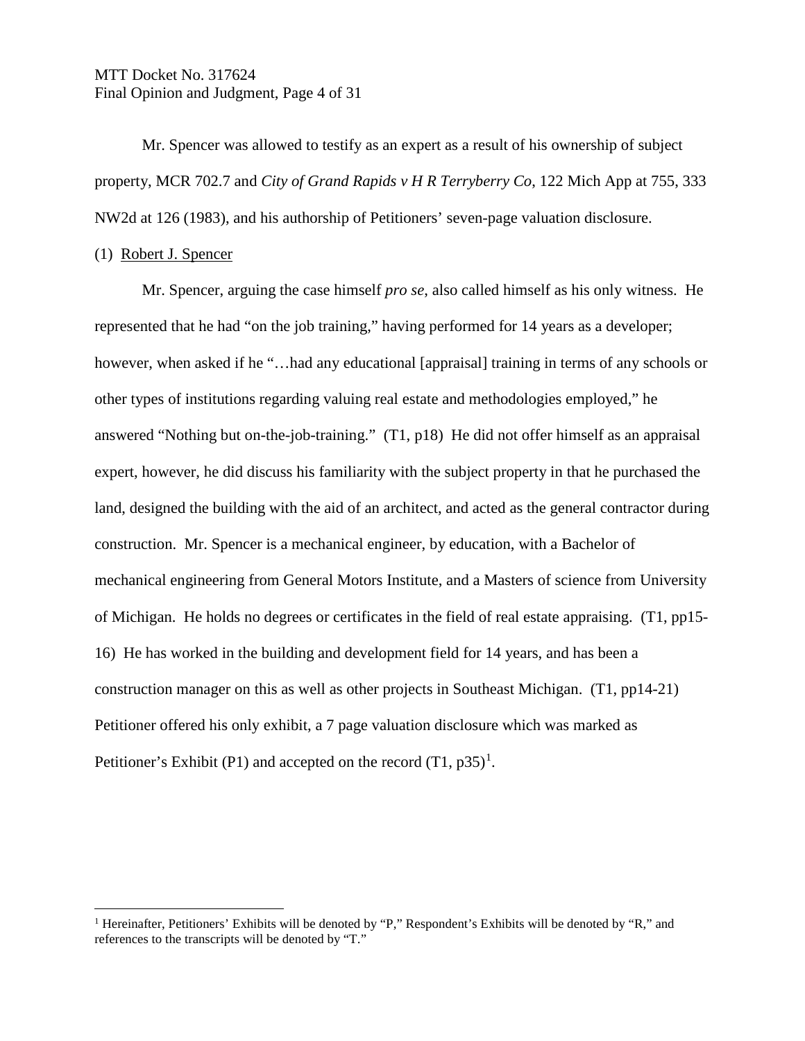Mr. Spencer was allowed to testify as an expert as a result of his ownership of subject property, MCR 702.7 and *City of Grand Rapids v H R Terryberry Co*, 122 Mich App at 755, 333 NW2d at 126 (1983), and his authorship of Petitioners' seven-page valuation disclosure.

(1) Robert J. Spencer

Mr. Spencer, arguing the case himself *pro se*, also called himself as his only witness. He represented that he had "on the job training," having performed for 14 years as a developer; however, when asked if he "…had any educational [appraisal] training in terms of any schools or other types of institutions regarding valuing real estate and methodologies employed," he answered "Nothing but on-the-job-training." (T1, p18) He did not offer himself as an appraisal expert, however, he did discuss his familiarity with the subject property in that he purchased the land, designed the building with the aid of an architect, and acted as the general contractor during construction. Mr. Spencer is a mechanical engineer, by education, with a Bachelor of mechanical engineering from General Motors Institute, and a Masters of science from University of Michigan. He holds no degrees or certificates in the field of real estate appraising. (T1, pp15-16) He has worked in the building and development field for 14 years, and has been a construction manager on this as well as other projects in Southeast Michigan. (T1, pp14-21) Petitioner offered his only exhibit, a 7 page valuation disclosure which was marked as Petitioner's Exhibit (P1) and accepted on the record (T1, p35)[1].

[1] Hereinafter, Petitioners' Exhibits will be denoted by "P," Respondent's Exhibits will be denoted by "R," and references to the transcripts will be denoted by "T."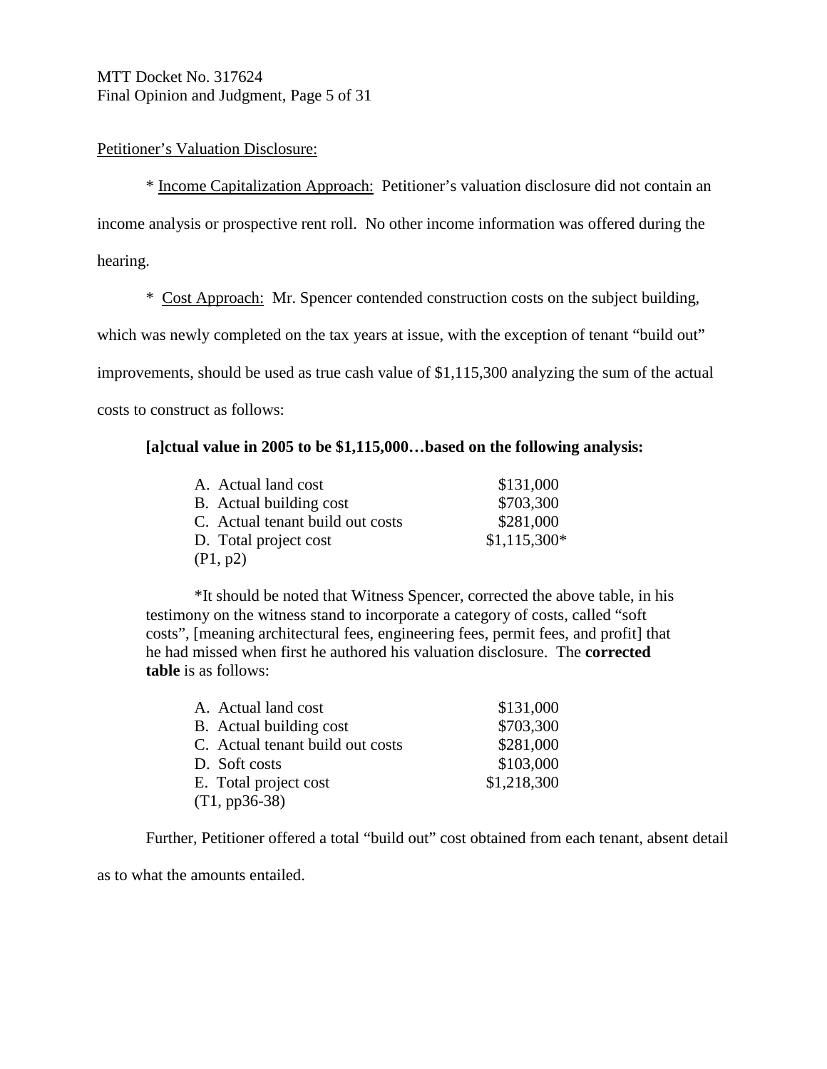Petitioner's Valuation Disclosure:

\* Income Capitalization Approach: Petitioner's valuation disclosure did not contain an income analysis or prospective rent roll. No other income information was offered during the hearing.

\* Cost Approach: Mr. Spencer contended construction costs on the subject building, which was newly completed on the tax years at issue, with the exception of tenant "build out" improvements, should be used as true cash value of $1,115,300 analyzing the sum of the actual costs to construct as follows:

**[a]ctual value in 2005 to be $1,115,000…based on the following analysis:**

| | |
|---|---|
| A. Actual land cost | $131,000 |
| B. Actual building cost | $703,300 |
| C. Actual tenant build out costs | $281,000 |
| D. Total project cost | $1,115,300* |

(P1, p2)

> *It should be noted that Witness Spencer, corrected the above table, in his testimony on the witness stand to incorporate a category of costs, called "soft costs", [meaning architectural fees, engineering fees, permit fees, and profit] that he had missed when first he authored his valuation disclosure. The **corrected table** is as follows:

| | |
|---|---|
| A. Actual land cost | $131,000 |
| B. Actual building cost | $703,300 |
| C. Actual tenant build out costs | $281,000 |
| D. Soft costs | $103,000 |
| E. Total project cost | $1,218,300 |

(T1, pp36-38)

Further, Petitioner offered a total "build out" cost obtained from each tenant, absent detail as to what the amounts entailed.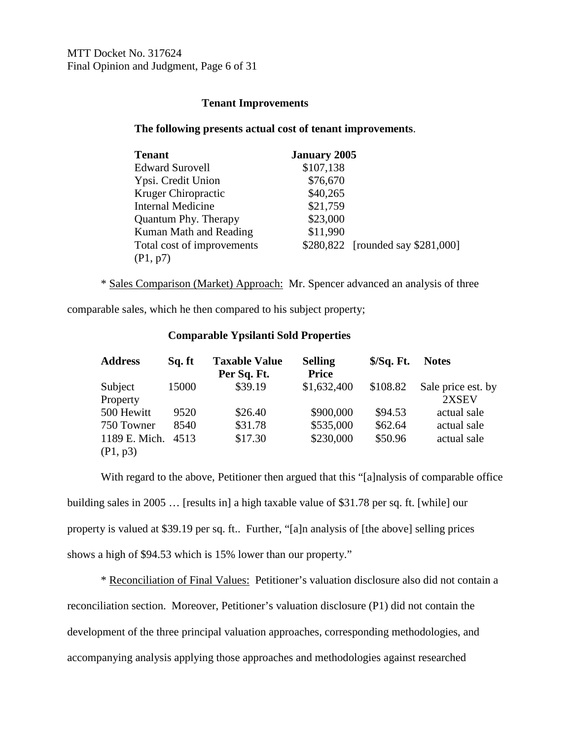**Tenant Improvements**

**The following presents actual cost of tenant improvements**.

| Tenant | January 2005 | |
|---|---|---|
| Edward Surovell | $107,138 | |
| Ypsi. Credit Union | $76,670 | |
| Kruger Chiropractic | $40,265 | |
| Internal Medicine | $21,759 | |
| Quantum Phy. Therapy | $23,000 | |
| Kuman Math and Reading | $11,990 | |
| Total cost of improvements (P1, p7) | $280,822 | [rounded say $281,000] |

* Sales Comparison (Market) Approach: Mr. Spencer advanced an analysis of three comparable sales, which he then compared to his subject property;

**Comparable Ypsilanti Sold Properties**

| Address | Sq. ft | Taxable Value Per Sq. Ft. | Selling Price | $/Sq. Ft. | Notes |
|---|---|---|---|---|---|
| Subject Property | 15000 | $39.19 | $1,632,400 | $108.82 | Sale price est. by 2XSEV |
| 500 Hewitt | 9520 | $26.40 | $900,000 | $94.53 | actual sale |
| 750 Towner | 8540 | $31.78 | $535,000 | $62.64 | actual sale |
| 1189 E. Mich. (P1, p3) | 4513 | $17.30 | $230,000 | $50.96 | actual sale |

With regard to the above, Petitioner then argued that this "[a]nalysis of comparable office building sales in 2005 … [results in] a high taxable value of $31.78 per sq. ft. [while] our property is valued at $39.19 per sq. ft.. Further, "[a]n analysis of [the above] selling prices shows a high of $94.53 which is 15% lower than our property."

* Reconciliation of Final Values: Petitioner's valuation disclosure also did not contain a reconciliation section. Moreover, Petitioner's valuation disclosure (P1) did not contain the development of the three principal valuation approaches, corresponding methodologies, and accompanying analysis applying those approaches and methodologies against researched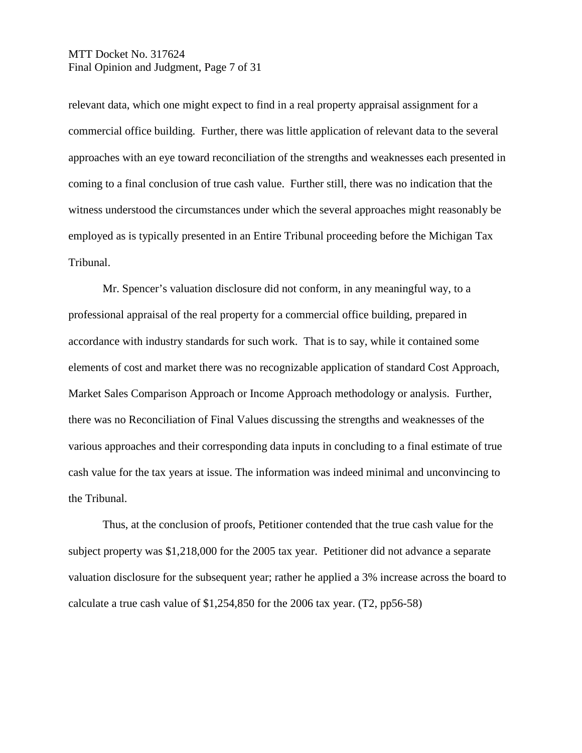relevant data, which one might expect to find in a real property appraisal assignment for a commercial office building. Further, there was little application of relevant data to the several approaches with an eye toward reconciliation of the strengths and weaknesses each presented in coming to a final conclusion of true cash value. Further still, there was no indication that the witness understood the circumstances under which the several approaches might reasonably be employed as is typically presented in an Entire Tribunal proceeding before the Michigan Tax Tribunal.

Mr. Spencer's valuation disclosure did not conform, in any meaningful way, to a professional appraisal of the real property for a commercial office building, prepared in accordance with industry standards for such work. That is to say, while it contained some elements of cost and market there was no recognizable application of standard Cost Approach, Market Sales Comparison Approach or Income Approach methodology or analysis. Further, there was no Reconciliation of Final Values discussing the strengths and weaknesses of the various approaches and their corresponding data inputs in concluding to a final estimate of true cash value for the tax years at issue. The information was indeed minimal and unconvincing to the Tribunal.

Thus, at the conclusion of proofs, Petitioner contended that the true cash value for the subject property was $1,218,000 for the 2005 tax year. Petitioner did not advance a separate valuation disclosure for the subsequent year; rather he applied a 3% increase across the board to calculate a true cash value of $1,254,850 for the 2006 tax year. (T2, pp56-58)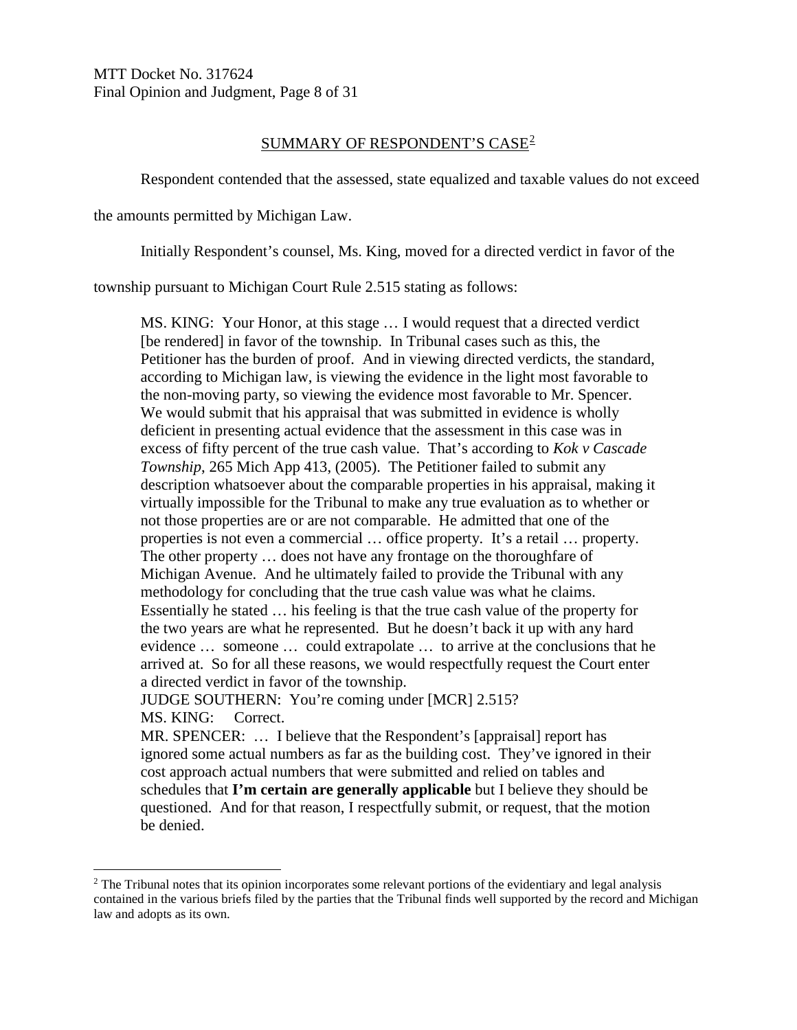## SUMMARY OF RESPONDENT'S CASE[2]

Respondent contended that the assessed, state equalized and taxable values do not exceed the amounts permitted by Michigan Law.

Initially Respondent's counsel, Ms. King, moved for a directed verdict in favor of the township pursuant to Michigan Court Rule 2.515 stating as follows:

> MS. KING: Your Honor, at this stage … I would request that a directed verdict [be rendered] in favor of the township. In Tribunal cases such as this, the Petitioner has the burden of proof. And in viewing directed verdicts, the standard, according to Michigan law, is viewing the evidence in the light most favorable to the non-moving party, so viewing the evidence most favorable to Mr. Spencer. We would submit that his appraisal that was submitted in evidence is wholly deficient in presenting actual evidence that the assessment in this case was in excess of fifty percent of the true cash value. That's according to *Kok v Cascade Township*, 265 Mich App 413, (2005). The Petitioner failed to submit any description whatsoever about the comparable properties in his appraisal, making it virtually impossible for the Tribunal to make any true evaluation as to whether or not those properties are or are not comparable. He admitted that one of the properties is not even a commercial … office property. It's a retail … property. The other property … does not have any frontage on the thoroughfare of Michigan Avenue. And he ultimately failed to provide the Tribunal with any methodology for concluding that the true cash value was what he claims. Essentially he stated … his feeling is that the true cash value of the property for the two years are what he represented. But he doesn't back it up with any hard evidence … someone … could extrapolate … to arrive at the conclusions that he arrived at. So for all these reasons, we would respectfully request the Court enter a directed verdict in favor of the township.
>
> JUDGE SOUTHERN: You're coming under [MCR] 2.515?
>
> MS. KING: Correct.
>
> MR. SPENCER: … I believe that the Respondent's [appraisal] report has ignored some actual numbers as far as the building cost. They've ignored in their cost approach actual numbers that were submitted and relied on tables and schedules that **I'm certain are generally applicable** but I believe they should be questioned. And for that reason, I respectfully submit, or request, that the motion be denied.

[2] The Tribunal notes that its opinion incorporates some relevant portions of the evidentiary and legal analysis contained in the various briefs filed by the parties that the Tribunal finds well supported by the record and Michigan law and adopts as its own.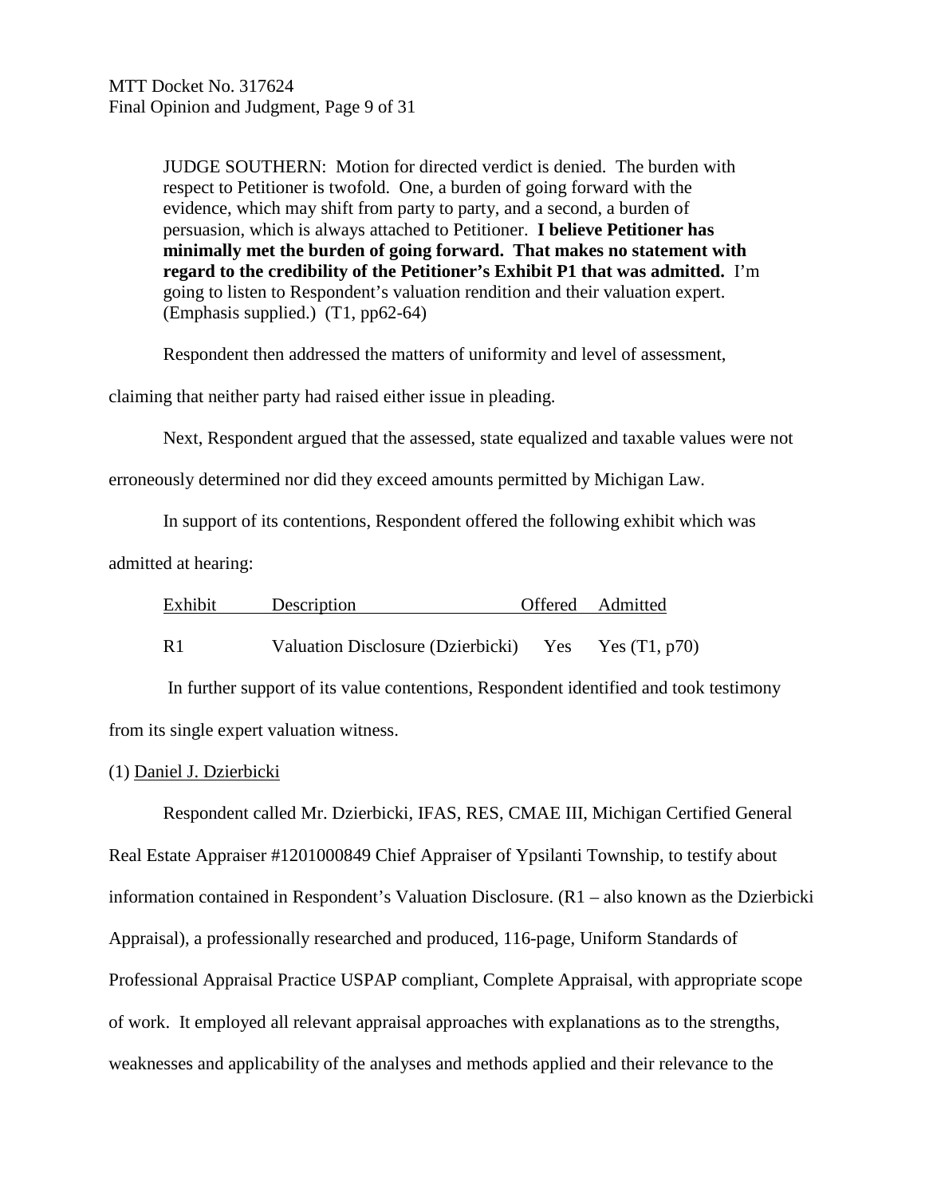> JUDGE SOUTHERN: Motion for directed verdict is denied. The burden with respect to Petitioner is twofold. One, a burden of going forward with the evidence, which may shift from party to party, and a second, a burden of persuasion, which is always attached to Petitioner. **I believe Petitioner has minimally met the burden of going forward. That makes no statement with regard to the credibility of the Petitioner's Exhibit P1 that was admitted.** I'm going to listen to Respondent's valuation rendition and their valuation expert. (Emphasis supplied.) (T1, pp62-64)

Respondent then addressed the matters of uniformity and level of assessment, claiming that neither party had raised either issue in pleading.

Next, Respondent argued that the assessed, state equalized and taxable values were not erroneously determined nor did they exceed amounts permitted by Michigan Law.

In support of its contentions, Respondent offered the following exhibit which was admitted at hearing:

| Exhibit | Description | Offered | Admitted |
|---|---|---|---|
| R1 | Valuation Disclosure (Dzierbicki) | Yes | Yes (T1, p70) |

In further support of its value contentions, Respondent identified and took testimony from its single expert valuation witness.

(1) Daniel J. Dzierbicki

Respondent called Mr. Dzierbicki, IFAS, RES, CMAE III, Michigan Certified General Real Estate Appraiser #1201000849 Chief Appraiser of Ypsilanti Township, to testify about information contained in Respondent's Valuation Disclosure. (R1 – also known as the Dzierbicki Appraisal), a professionally researched and produced, 116-page, Uniform Standards of Professional Appraisal Practice USPAP compliant, Complete Appraisal, with appropriate scope of work. It employed all relevant appraisal approaches with explanations as to the strengths, weaknesses and applicability of the analyses and methods applied and their relevance to the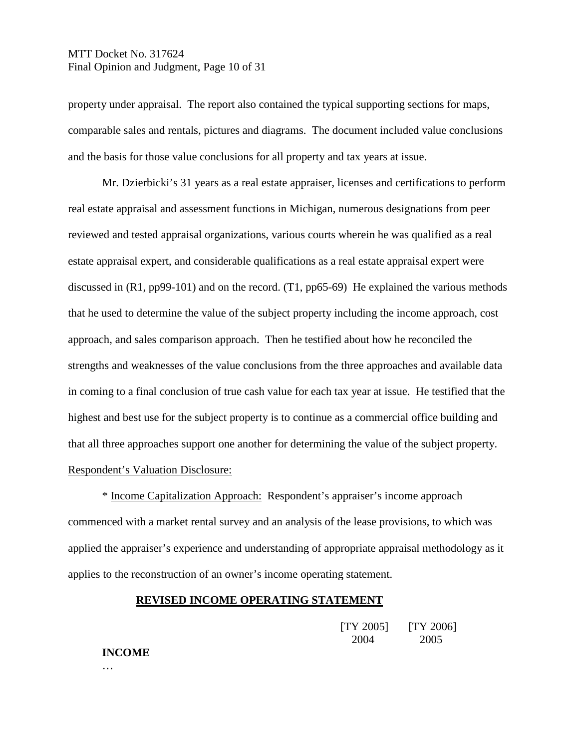property under appraisal. The report also contained the typical supporting sections for maps, comparable sales and rentals, pictures and diagrams. The document included value conclusions and the basis for those value conclusions for all property and tax years at issue.

Mr. Dzierbicki's 31 years as a real estate appraiser, licenses and certifications to perform real estate appraisal and assessment functions in Michigan, numerous designations from peer reviewed and tested appraisal organizations, various courts wherein he was qualified as a real estate appraisal expert, and considerable qualifications as a real estate appraisal expert were discussed in (R1, pp99-101) and on the record. (T1, pp65-69) He explained the various methods that he used to determine the value of the subject property including the income approach, cost approach, and sales comparison approach. Then he testified about how he reconciled the strengths and weaknesses of the value conclusions from the three approaches and available data in coming to a final conclusion of true cash value for each tax year at issue. He testified that the highest and best use for the subject property is to continue as a commercial office building and that all three approaches support one another for determining the value of the subject property.

<u>Respondent's Valuation Disclosure:</u>

* <u>Income Capitalization Approach:</u> Respondent's appraiser's income approach commenced with a market rental survey and an analysis of the lease provisions, to which was applied the appraiser's experience and understanding of appropriate appraisal methodology as it applies to the reconstruction of an owner's income operating statement.

**<u>REVISED INCOME OPERATING STATEMENT</u>**

| | [TY 2005] 2004 | [TY 2006] 2005 |
|---|---|---|
| **INCOME** | | |
| … | | |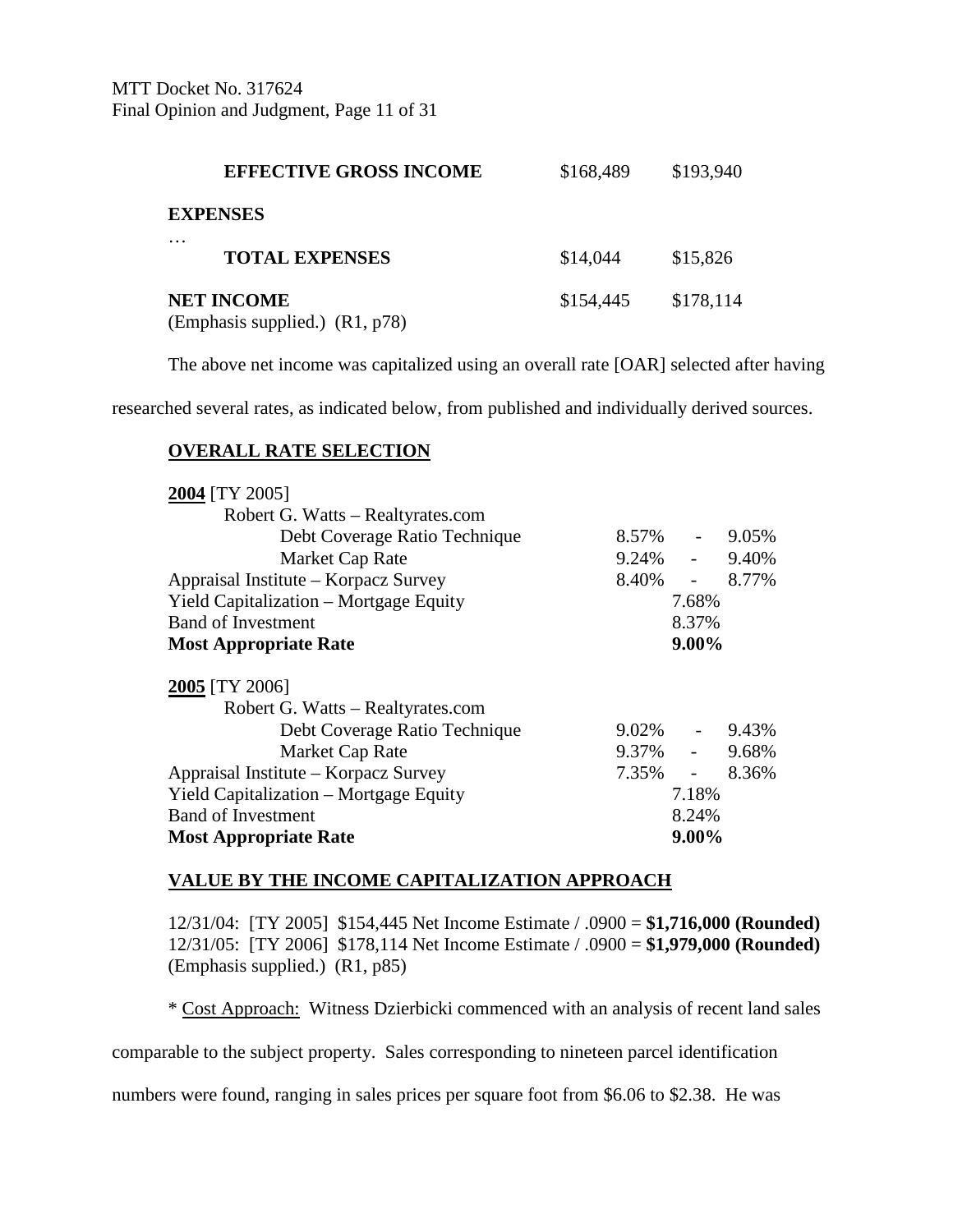| | | |
|---|---|---|
| **EFFECTIVE GROSS INCOME** | $168,489 | $193,940 |
| **EXPENSES** | | |
| … | | |
| **TOTAL EXPENSES** | $14,044 | $15,826 |
| **NET INCOME** | $154,445 | $178,114 |

(Emphasis supplied.) (R1, p78)

The above net income was capitalized using an overall rate [OAR] selected after having researched several rates, as indicated below, from published and individually derived sources.

**<u>OVERALL RATE SELECTION</u>**

| | | | |
|---|---|---|---|
| **<u>2004</u>** [TY 2005] | | | |
| Robert G. Watts – Realtyrates.com | | | |
| Debt Coverage Ratio Technique | 8.57% | - | 9.05% |
| Market Cap Rate | 9.24% | - | 9.40% |
| Appraisal Institute – Korpacz Survey | 8.40% | - | 8.77% |
| Yield Capitalization – Mortgage Equity | | 7.68% | |
| Band of Investment | | 8.37% | |
| **Most Appropriate Rate** | | **9.00%** | |
| **<u>2005</u>** [TY 2006] | | | |
| Robert G. Watts – Realtyrates.com | | | |
| Debt Coverage Ratio Technique | 9.02% | - | 9.43% |
| Market Cap Rate | 9.37% | - | 9.68% |
| Appraisal Institute – Korpacz Survey | 7.35% | - | 8.36% |
| Yield Capitalization – Mortgage Equity | | 7.18% | |
| Band of Investment | | 8.24% | |
| **Most Appropriate Rate** | | **9.00%** | |

**<u>VALUE BY THE INCOME CAPITALIZATION APPROACH</u>**

12/31/04: [TY 2005] $154,445 Net Income Estimate / .0900 = **$1,716,000 (Rounded)**
12/31/05: [TY 2006] $178,114 Net Income Estimate / .0900 = **$1,979,000 (Rounded)**
(Emphasis supplied.) (R1, p85)

* <u>Cost Approach:</u> Witness Dzierbicki commenced with an analysis of recent land sales comparable to the subject property. Sales corresponding to nineteen parcel identification numbers were found, ranging in sales prices per square foot from $6.06 to $2.38. He was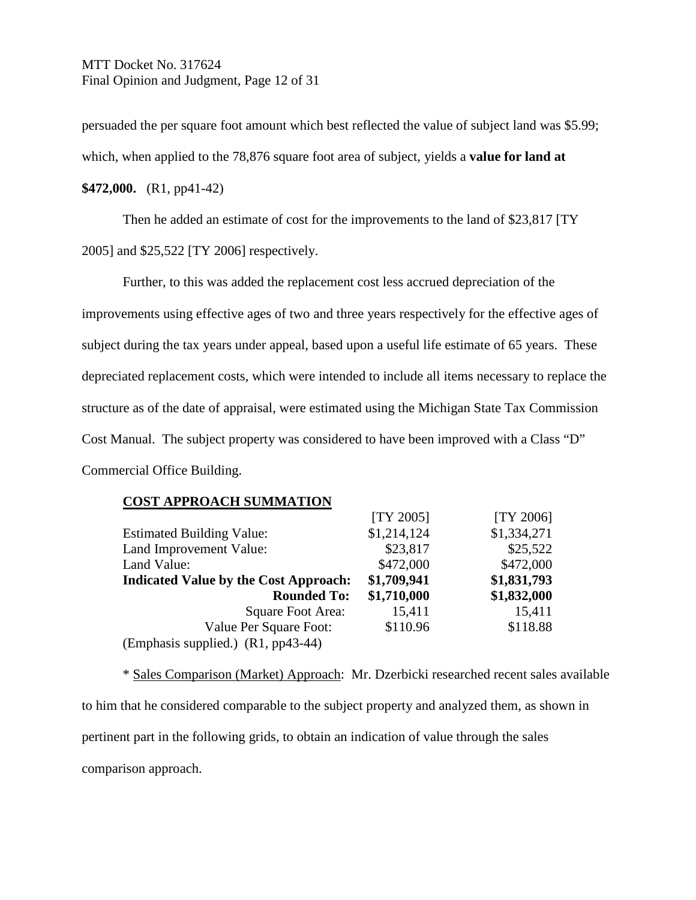persuaded the per square foot amount which best reflected the value of subject land was $5.99; which, when applied to the 78,876 square foot area of subject, yields a **value for land at $472,000.** (R1, pp41-42)

Then he added an estimate of cost for the improvements to the land of $23,817 [TY 2005] and $25,522 [TY 2006] respectively.

Further, to this was added the replacement cost less accrued depreciation of the improvements using effective ages of two and three years respectively for the effective ages of subject during the tax years under appeal, based upon a useful life estimate of 65 years. These depreciated replacement costs, which were intended to include all items necessary to replace the structure as of the date of appraisal, were estimated using the Michigan State Tax Commission Cost Manual. The subject property was considered to have been improved with a Class "D" Commercial Office Building.

**COST APPROACH SUMMATION**

| | [TY 2005] | [TY 2006] |
|---|---|---|
| Estimated Building Value: | $1,214,124 | $1,334,271 |
| Land Improvement Value: | $23,817 | $25,522 |
| Land Value: | $472,000 | $472,000 |
| **Indicated Value by the Cost Approach:** | **$1,709,941** | **$1,831,793** |
| **Rounded To:** | **$1,710,000** | **$1,832,000** |
| Square Foot Area: | 15,411 | 15,411 |
| Value Per Square Foot: | $110.96 | $118.88 |

(Emphasis supplied.) (R1, pp43-44)

* Sales Comparison (Market) Approach: Mr. Dzerbicki researched recent sales available to him that he considered comparable to the subject property and analyzed them, as shown in pertinent part in the following grids, to obtain an indication of value through the sales comparison approach.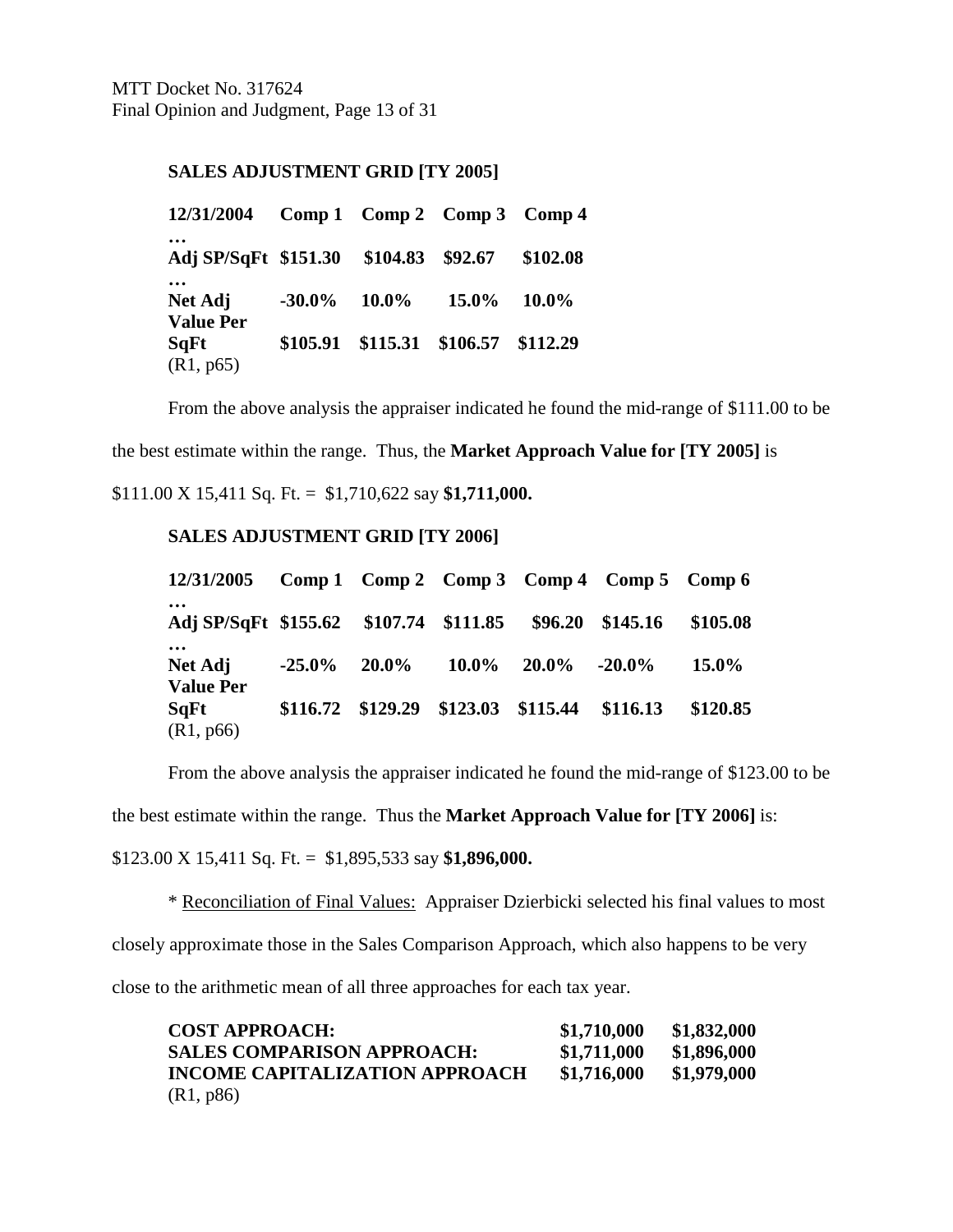**SALES ADJUSTMENT GRID [TY 2005]**

| 12/31/2004 | Comp 1 | Comp 2 | Comp 3 | Comp 4 |
|---|---|---|---|---|
| … | | | | |
| Adj SP/SqFt | $151.30 | $104.83 | $92.67 | $102.08 |
| … | | | | |
| Net Adj | -30.0% | 10.0% | 15.0% | 10.0% |
| Value Per SqFt | $105.91 | $115.31 | $106.57 | $112.29 |

(R1, p65)

From the above analysis the appraiser indicated he found the mid-range of $111.00 to be the best estimate within the range. Thus, the **Market Approach Value for [TY 2005]** is $111.00 X 15,411 Sq. Ft. = $1,710,622 say **$1,711,000.**

**SALES ADJUSTMENT GRID [TY 2006]**

| 12/31/2005 | Comp 1 | Comp 2 | Comp 3 | Comp 4 | Comp 5 | Comp 6 |
|---|---|---|---|---|---|---|
| … | | | | | | |
| Adj SP/SqFt | $155.62 | $107.74 | $111.85 | $96.20 | $145.16 | $105.08 |
| … | | | | | | |
| Net Adj | -25.0% | 20.0% | 10.0% | 20.0% | -20.0% | 15.0% |
| Value Per SqFt | $116.72 | $129.29 | $123.03 | $115.44 | $116.13 | $120.85 |

(R1, p66)

From the above analysis the appraiser indicated he found the mid-range of $123.00 to be the best estimate within the range. Thus the **Market Approach Value for [TY 2006]** is: $123.00 X 15,411 Sq. Ft. = $1,895,533 say **$1,896,000.**

* Reconciliation of Final Values: Appraiser Dzierbicki selected his final values to most closely approximate those in the Sales Comparison Approach, which also happens to be very close to the arithmetic mean of all three approaches for each tax year.

| | | |
|---|---|---|
| **COST APPROACH:** | **$1,710,000** | **$1,832,000** |
| **SALES COMPARISON APPROACH:** | **$1,711,000** | **$1,896,000** |
| **INCOME CAPITALIZATION APPROACH** | **$1,716,000** | **$1,979,000** |

(R1, p86)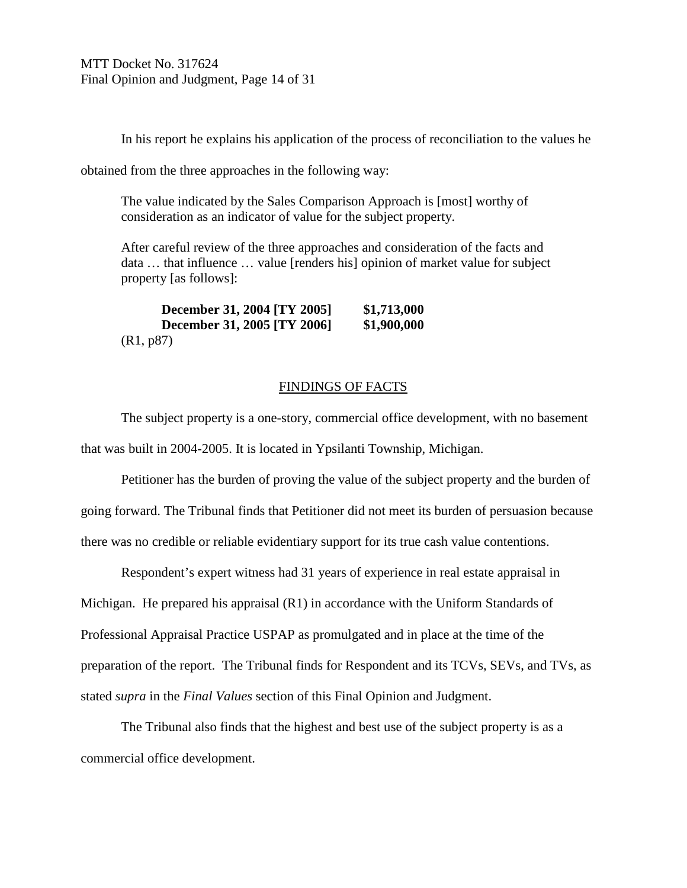In his report he explains his application of the process of reconciliation to the values he obtained from the three approaches in the following way:

> The value indicated by the Sales Comparison Approach is [most] worthy of consideration as an indicator of value for the subject property.
>
> After careful review of the three approaches and consideration of the facts and data … that influence … value [renders his] opinion of market value for subject property [as follows]:
>
> **December 31, 2004 [TY 2005]** **$1,713,000**
> **December 31, 2005 [TY 2006]** **$1,900,000**
>
> (R1, p87)

## FINDINGS OF FACTS

The subject property is a one-story, commercial office development, with no basement that was built in 2004-2005. It is located in Ypsilanti Township, Michigan.

Petitioner has the burden of proving the value of the subject property and the burden of going forward. The Tribunal finds that Petitioner did not meet its burden of persuasion because there was no credible or reliable evidentiary support for its true cash value contentions.

Respondent's expert witness had 31 years of experience in real estate appraisal in Michigan. He prepared his appraisal (R1) in accordance with the Uniform Standards of Professional Appraisal Practice USPAP as promulgated and in place at the time of the preparation of the report. The Tribunal finds for Respondent and its TCVs, SEVs, and TVs, as stated *supra* in the *Final Values* section of this Final Opinion and Judgment.

The Tribunal also finds that the highest and best use of the subject property is as a commercial office development.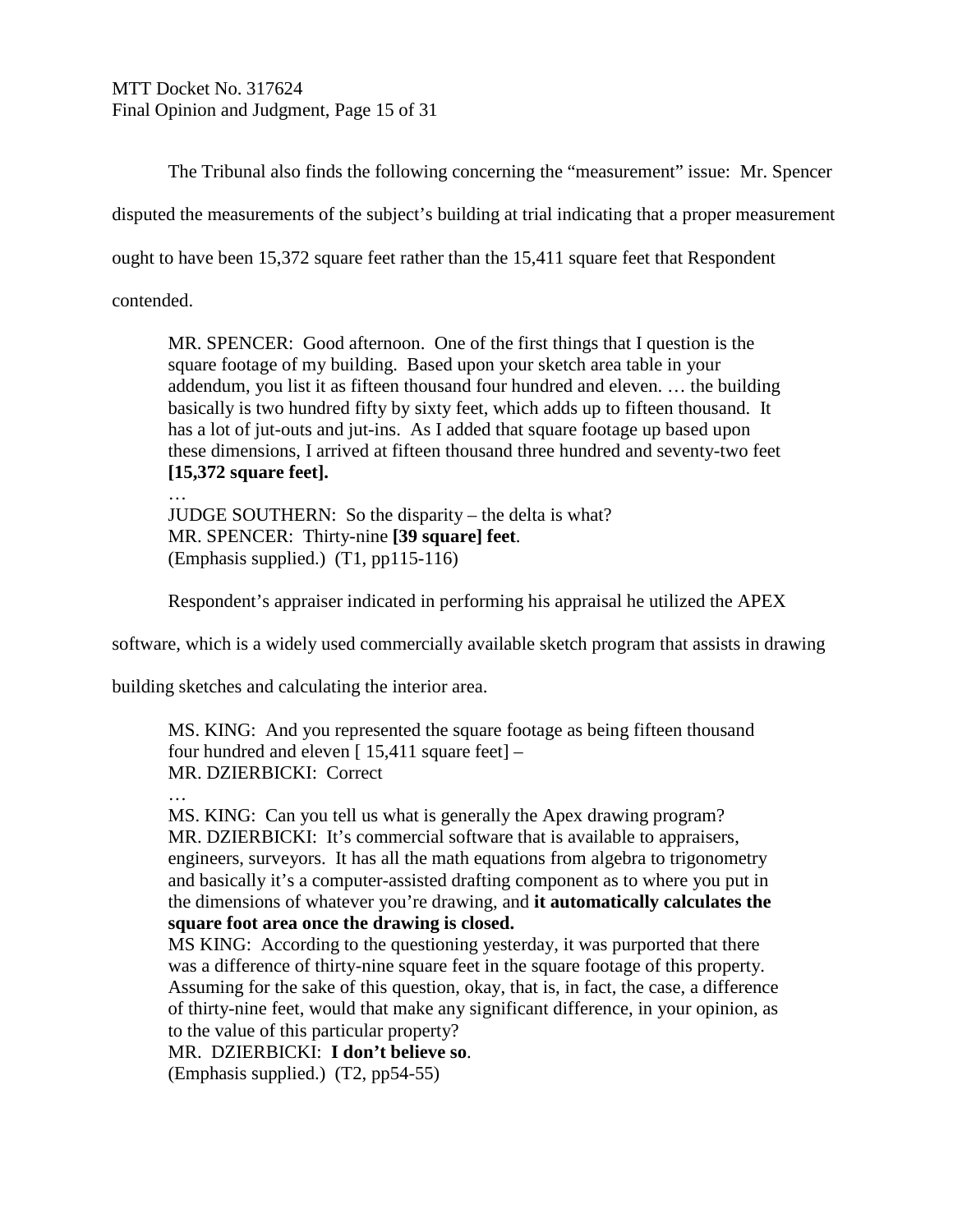The Tribunal also finds the following concerning the "measurement" issue: Mr. Spencer disputed the measurements of the subject's building at trial indicating that a proper measurement ought to have been 15,372 square feet rather than the 15,411 square feet that Respondent contended.

> MR. SPENCER: Good afternoon. One of the first things that I question is the square footage of my building. Based upon your sketch area table in your addendum, you list it as fifteen thousand four hundred and eleven. … the building basically is two hundred fifty by sixty feet, which adds up to fifteen thousand. It has a lot of jut-outs and jut-ins. As I added that square footage up based upon these dimensions, I arrived at fifteen thousand three hundred and seventy-two feet **[15,372 square feet].**
> …
> JUDGE SOUTHERN: So the disparity – the delta is what?
> MR. SPENCER: Thirty-nine **[39 square] feet**.
> (Emphasis supplied.) (T1, pp115-116)

Respondent's appraiser indicated in performing his appraisal he utilized the APEX software, which is a widely used commercially available sketch program that assists in drawing building sketches and calculating the interior area.

> MS. KING: And you represented the square footage as being fifteen thousand four hundred and eleven [ 15,411 square feet] –
> MR. DZIERBICKI: Correct
> …
> MS. KING: Can you tell us what is generally the Apex drawing program?
> MR. DZIERBICKI: It's commercial software that is available to appraisers, engineers, surveyors. It has all the math equations from algebra to trigonometry and basically it's a computer-assisted drafting component as to where you put in the dimensions of whatever you're drawing, and **it automatically calculates the square foot area once the drawing is closed.**
> MS KING: According to the questioning yesterday, it was purported that there was a difference of thirty-nine square feet in the square footage of this property. Assuming for the sake of this question, okay, that is, in fact, the case, a difference of thirty-nine feet, would that make any significant difference, in your opinion, as to the value of this particular property?
> MR. DZIERBICKI: **I don't believe so**.
> (Emphasis supplied.) (T2, pp54-55)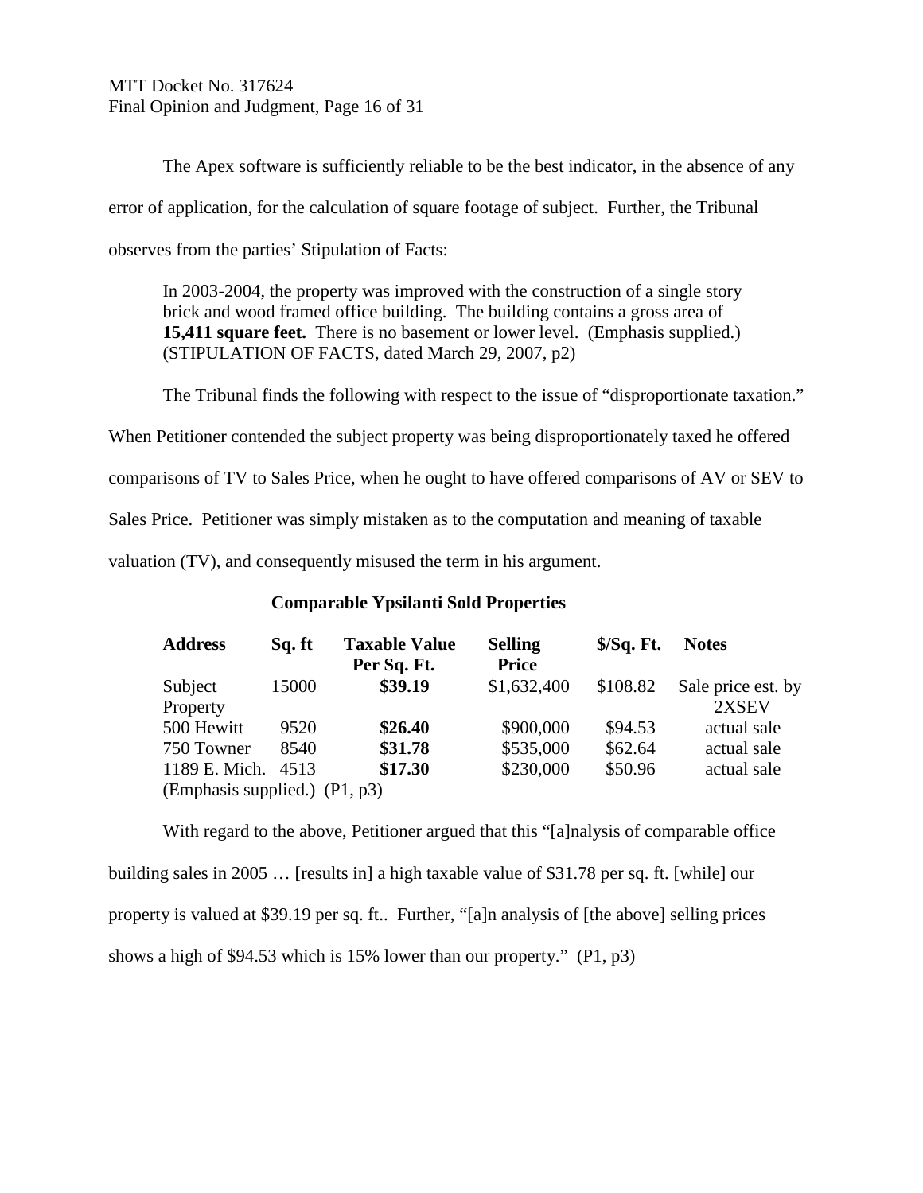The Apex software is sufficiently reliable to be the best indicator, in the absence of any error of application, for the calculation of square footage of subject. Further, the Tribunal observes from the parties' Stipulation of Facts:

> In 2003-2004, the property was improved with the construction of a single story brick and wood framed office building. The building contains a gross area of **15,411 square feet.** There is no basement or lower level. (Emphasis supplied.) (STIPULATION OF FACTS, dated March 29, 2007, p2)

The Tribunal finds the following with respect to the issue of "disproportionate taxation." When Petitioner contended the subject property was being disproportionately taxed he offered comparisons of TV to Sales Price, when he ought to have offered comparisons of AV or SEV to Sales Price. Petitioner was simply mistaken as to the computation and meaning of taxable valuation (TV), and consequently misused the term in his argument.

**Comparable Ypsilanti Sold Properties**

| Address | Sq. ft | Taxable Value Per Sq. Ft. | Selling Price | $/Sq. Ft. | Notes |
|---|---|---|---|---|---|
| Subject Property | 15000 | **$39.19** | $1,632,400 | $108.82 | Sale price est. by 2XSEV |
| 500 Hewitt | 9520 | **$26.40** | $900,000 | $94.53 | actual sale |
| 750 Towner | 8540 | **$31.78** | $535,000 | $62.64 | actual sale |
| 1189 E. Mich. | 4513 | **$17.30** | $230,000 | $50.96 | actual sale |

(Emphasis supplied.) (P1, p3)

With regard to the above, Petitioner argued that this "[a]nalysis of comparable office building sales in 2005 … [results in] a high taxable value of $31.78 per sq. ft. [while] our property is valued at $39.19 per sq. ft.. Further, "[a]n analysis of [the above] selling prices shows a high of $94.53 which is 15% lower than our property." (P1, p3)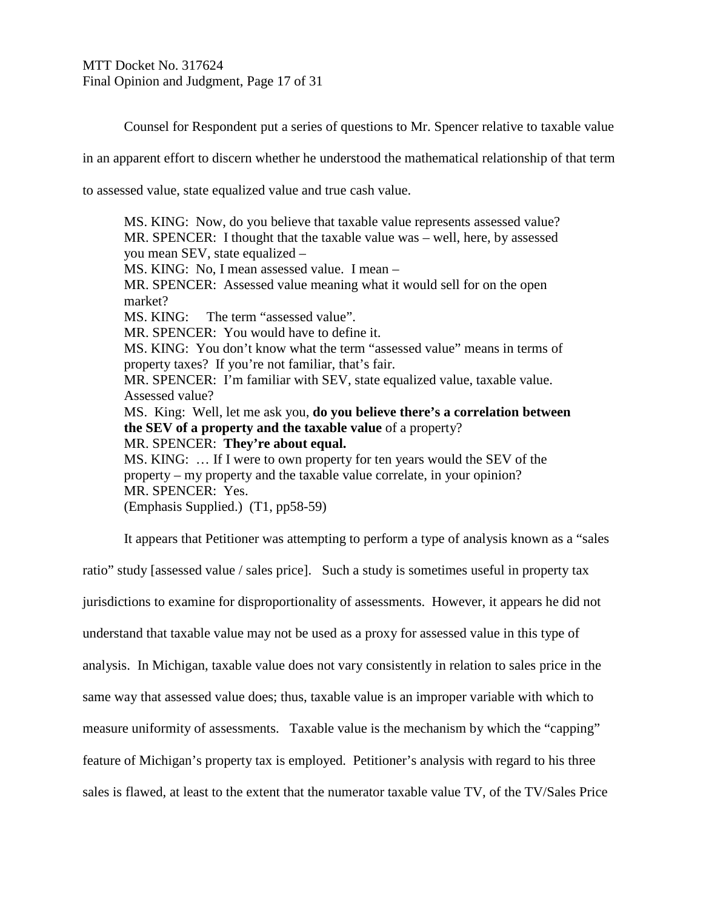Counsel for Respondent put a series of questions to Mr. Spencer relative to taxable value in an apparent effort to discern whether he understood the mathematical relationship of that term to assessed value, state equalized value and true cash value.

> MS. KING: Now, do you believe that taxable value represents assessed value?
> MR. SPENCER: I thought that the taxable value was – well, here, by assessed you mean SEV, state equalized –
> MS. KING: No, I mean assessed value. I mean –
> MR. SPENCER: Assessed value meaning what it would sell for on the open market?
> MS. KING: The term "assessed value".
> MR. SPENCER: You would have to define it.
> MS. KING: You don't know what the term "assessed value" means in terms of property taxes? If you're not familiar, that's fair.
> MR. SPENCER: I'm familiar with SEV, state equalized value, taxable value. Assessed value?
> MS. King: Well, let me ask you, **do you believe there's a correlation between the SEV of a property and the taxable value** of a property?
> MR. SPENCER: **They're about equal.**
> MS. KING: … If I were to own property for ten years would the SEV of the property – my property and the taxable value correlate, in your opinion?
> MR. SPENCER: Yes.
> (Emphasis Supplied.) (T1, pp58-59)

It appears that Petitioner was attempting to perform a type of analysis known as a "sales ratio" study [assessed value / sales price]. Such a study is sometimes useful in property tax jurisdictions to examine for disproportionality of assessments. However, it appears he did not understand that taxable value may not be used as a proxy for assessed value in this type of analysis. In Michigan, taxable value does not vary consistently in relation to sales price in the same way that assessed value does; thus, taxable value is an improper variable with which to measure uniformity of assessments. Taxable value is the mechanism by which the "capping" feature of Michigan's property tax is employed. Petitioner's analysis with regard to his three sales is flawed, at least to the extent that the numerator taxable value TV, of the TV/Sales Price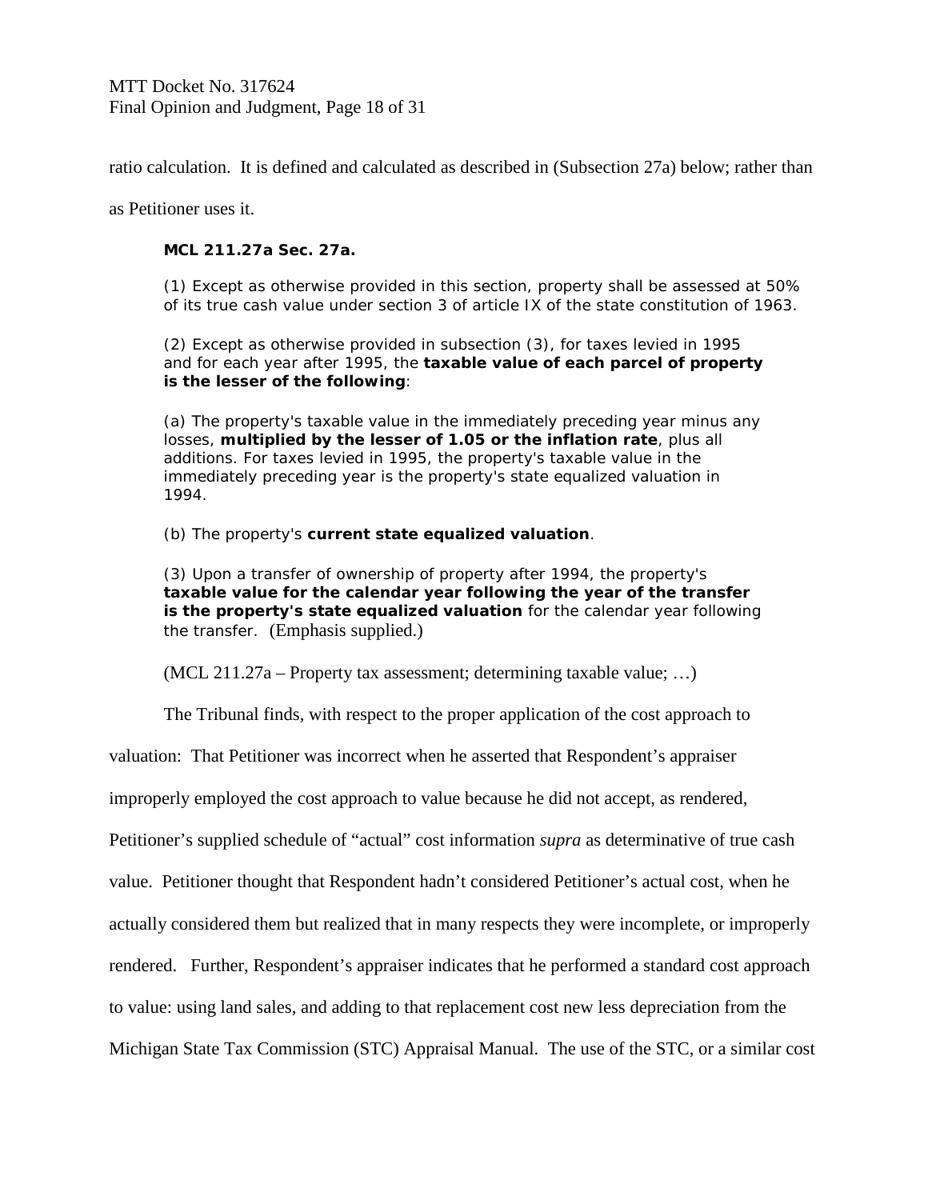ratio calculation. It is defined and calculated as described in (Subsection 27a) below; rather than as Petitioner uses it.

> **MCL 211.27a Sec. 27a.**
>
> (1) Except as otherwise provided in this section, property shall be assessed at 50% of its true cash value under section 3 of article IX of the state constitution of 1963.
>
> (2) Except as otherwise provided in subsection (3), for taxes levied in 1995 and for each year after 1995, the **taxable value of each parcel of property is the lesser of the following**:
>
> (a) The property's taxable value in the immediately preceding year minus any losses, **multiplied by the lesser of 1.05 or the inflation rate**, plus all additions. For taxes levied in 1995, the property's taxable value in the immediately preceding year is the property's state equalized valuation in 1994.
>
> (b) The property's **current state equalized valuation**.
>
> (3) Upon a transfer of ownership of property after 1994, the property's **taxable value for the calendar year following the year of the transfer is the property's state equalized valuation** for the calendar year following the transfer. (Emphasis supplied.)
>
> (MCL 211.27a – Property tax assessment; determining taxable value; …)

The Tribunal finds, with respect to the proper application of the cost approach to valuation: That Petitioner was incorrect when he asserted that Respondent's appraiser improperly employed the cost approach to value because he did not accept, as rendered, Petitioner's supplied schedule of "actual" cost information *supra* as determinative of true cash value. Petitioner thought that Respondent hadn't considered Petitioner's actual cost, when he actually considered them but realized that in many respects they were incomplete, or improperly rendered. Further, Respondent's appraiser indicates that he performed a standard cost approach to value: using land sales, and adding to that replacement cost new less depreciation from the Michigan State Tax Commission (STC) Appraisal Manual. The use of the STC, or a similar cost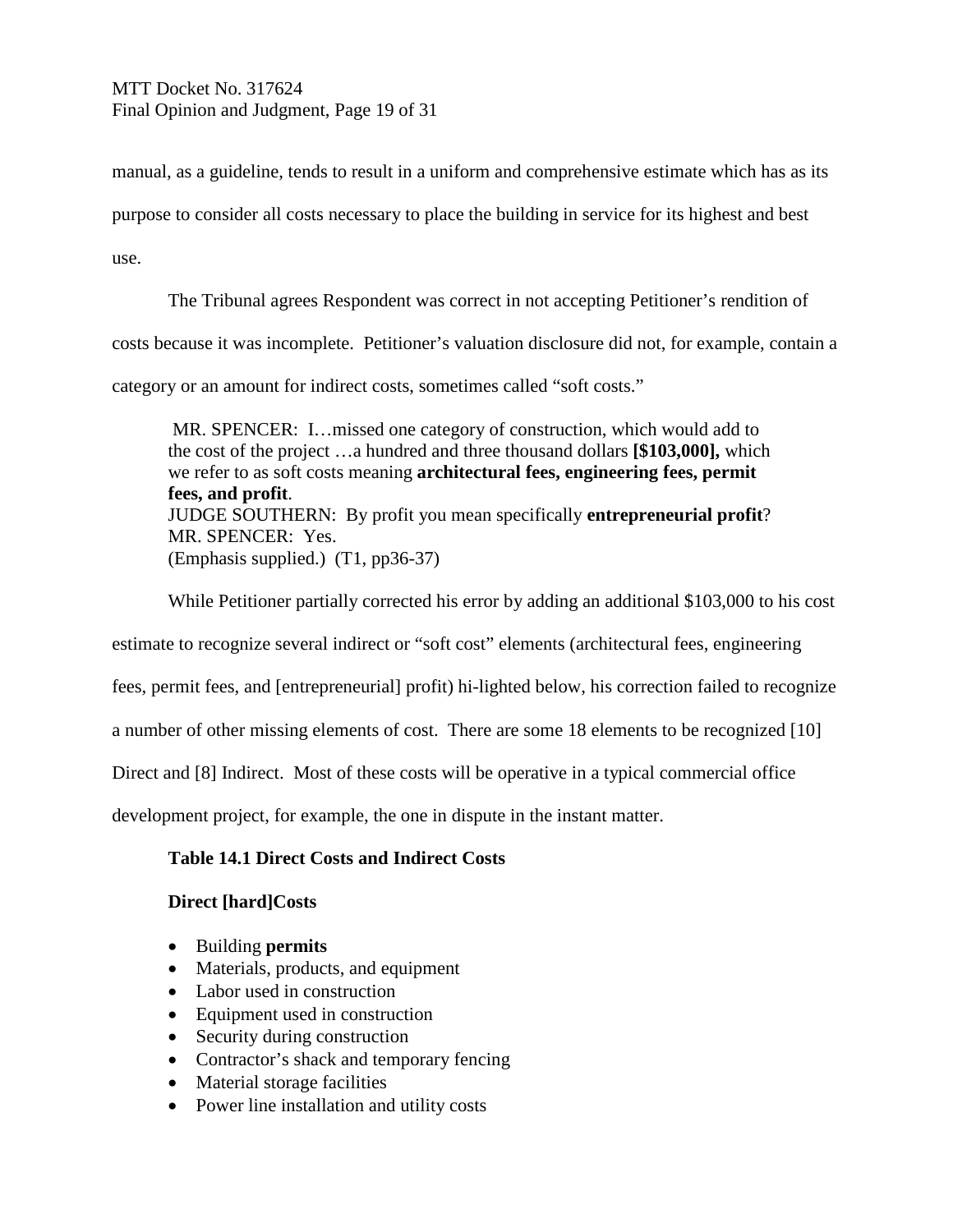manual, as a guideline, tends to result in a uniform and comprehensive estimate which has as its purpose to consider all costs necessary to place the building in service for its highest and best use.

The Tribunal agrees Respondent was correct in not accepting Petitioner's rendition of costs because it was incomplete. Petitioner's valuation disclosure did not, for example, contain a category or an amount for indirect costs, sometimes called "soft costs."

> MR. SPENCER: I…missed one category of construction, which would add to the cost of the project …a hundred and three thousand dollars **[$103,000],** which we refer to as soft costs meaning **architectural fees, engineering fees, permit fees, and profit**.
> JUDGE SOUTHERN: By profit you mean specifically **entrepreneurial profit**?
> MR. SPENCER: Yes.
> (Emphasis supplied.) (T1, pp36-37)

While Petitioner partially corrected his error by adding an additional $103,000 to his cost estimate to recognize several indirect or "soft cost" elements (architectural fees, engineering fees, permit fees, and [entrepreneurial] profit) hi-lighted below, his correction failed to recognize a number of other missing elements of cost. There are some 18 elements to be recognized [10] Direct and [8] Indirect. Most of these costs will be operative in a typical commercial office development project, for example, the one in dispute in the instant matter.

**Table 14.1 Direct Costs and Indirect Costs**

**Direct [hard]Costs**

- Building **permits**
- Materials, products, and equipment
- Labor used in construction
- Equipment used in construction
- Security during construction
- Contractor's shack and temporary fencing
- Material storage facilities
- Power line installation and utility costs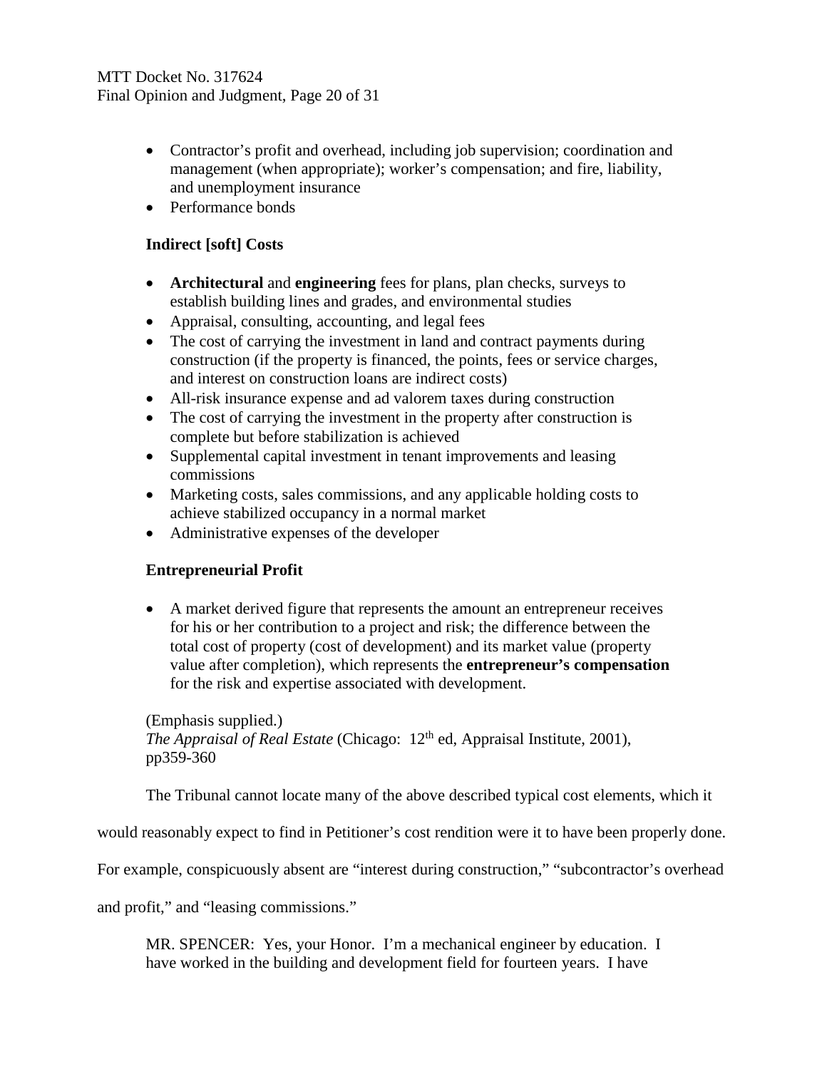- Contractor's profit and overhead, including job supervision; coordination and management (when appropriate); worker's compensation; and fire, liability, and unemployment insurance
- Performance bonds

**Indirect [soft] Costs**

- **Architectural** and **engineering** fees for plans, plan checks, surveys to establish building lines and grades, and environmental studies
- Appraisal, consulting, accounting, and legal fees
- The cost of carrying the investment in land and contract payments during construction (if the property is financed, the points, fees or service charges, and interest on construction loans are indirect costs)
- All-risk insurance expense and ad valorem taxes during construction
- The cost of carrying the investment in the property after construction is complete but before stabilization is achieved
- Supplemental capital investment in tenant improvements and leasing commissions
- Marketing costs, sales commissions, and any applicable holding costs to achieve stabilized occupancy in a normal market
- Administrative expenses of the developer

**Entrepreneurial Profit**

- A market derived figure that represents the amount an entrepreneur receives for his or her contribution to a project and risk; the difference between the total cost of property (cost of development) and its market value (property value after completion), which represents the **entrepreneur's compensation** for the risk and expertise associated with development.

(Emphasis supplied.)
*The Appraisal of Real Estate* (Chicago: 12th ed, Appraisal Institute, 2001), pp359-360

The Tribunal cannot locate many of the above described typical cost elements, which it would reasonably expect to find in Petitioner's cost rendition were it to have been properly done. For example, conspicuously absent are "interest during construction," "subcontractor's overhead and profit," and "leasing commissions."

MR. SPENCER: Yes, your Honor. I'm a mechanical engineer by education. I have worked in the building and development field for fourteen years. I have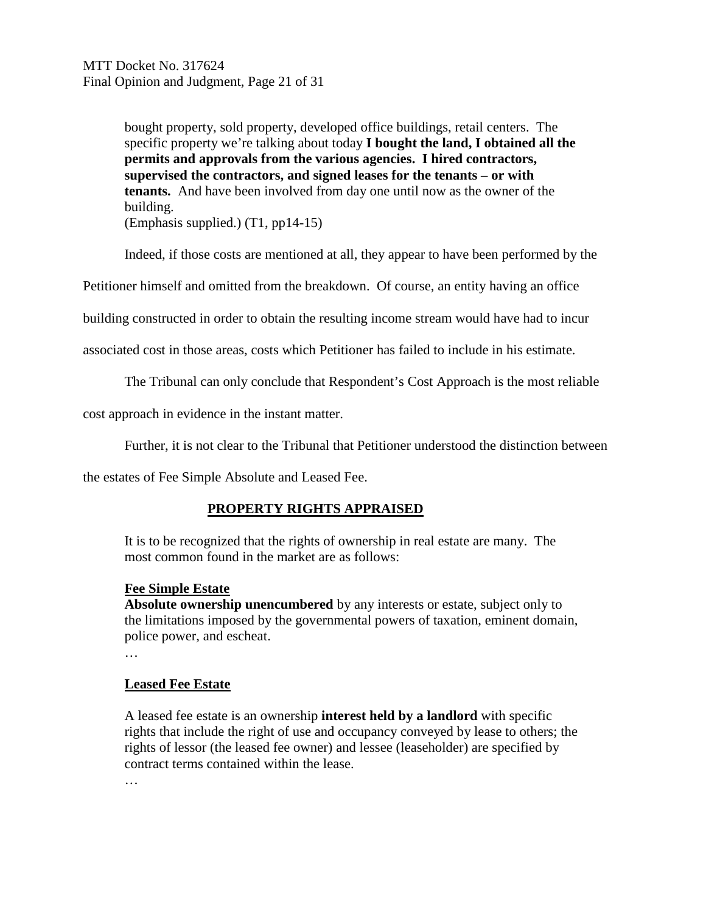> bought property, sold property, developed office buildings, retail centers. The specific property we're talking about today **I bought the land, I obtained all the permits and approvals from the various agencies. I hired contractors, supervised the contractors, and signed leases for the tenants – or with tenants.** And have been involved from day one until now as the owner of the building.
> (Emphasis supplied.) (T1, pp14-15)

Indeed, if those costs are mentioned at all, they appear to have been performed by the Petitioner himself and omitted from the breakdown. Of course, an entity having an office building constructed in order to obtain the resulting income stream would have had to incur associated cost in those areas, costs which Petitioner has failed to include in his estimate.

The Tribunal can only conclude that Respondent's Cost Approach is the most reliable cost approach in evidence in the instant matter.

Further, it is not clear to the Tribunal that Petitioner understood the distinction between the estates of Fee Simple Absolute and Leased Fee.

> **PROPERTY RIGHTS APPRAISED**
>
> It is to be recognized that the rights of ownership in real estate are many. The most common found in the market are as follows:
>
> **Fee Simple Estate**
> **Absolute ownership unencumbered** by any interests or estate, subject only to the limitations imposed by the governmental powers of taxation, eminent domain, police power, and escheat.
> …
>
> **Leased Fee Estate**
>
> A leased fee estate is an ownership **interest held by a landlord** with specific rights that include the right of use and occupancy conveyed by lease to others; the rights of lessor (the leased fee owner) and lessee (leaseholder) are specified by contract terms contained within the lease.
> …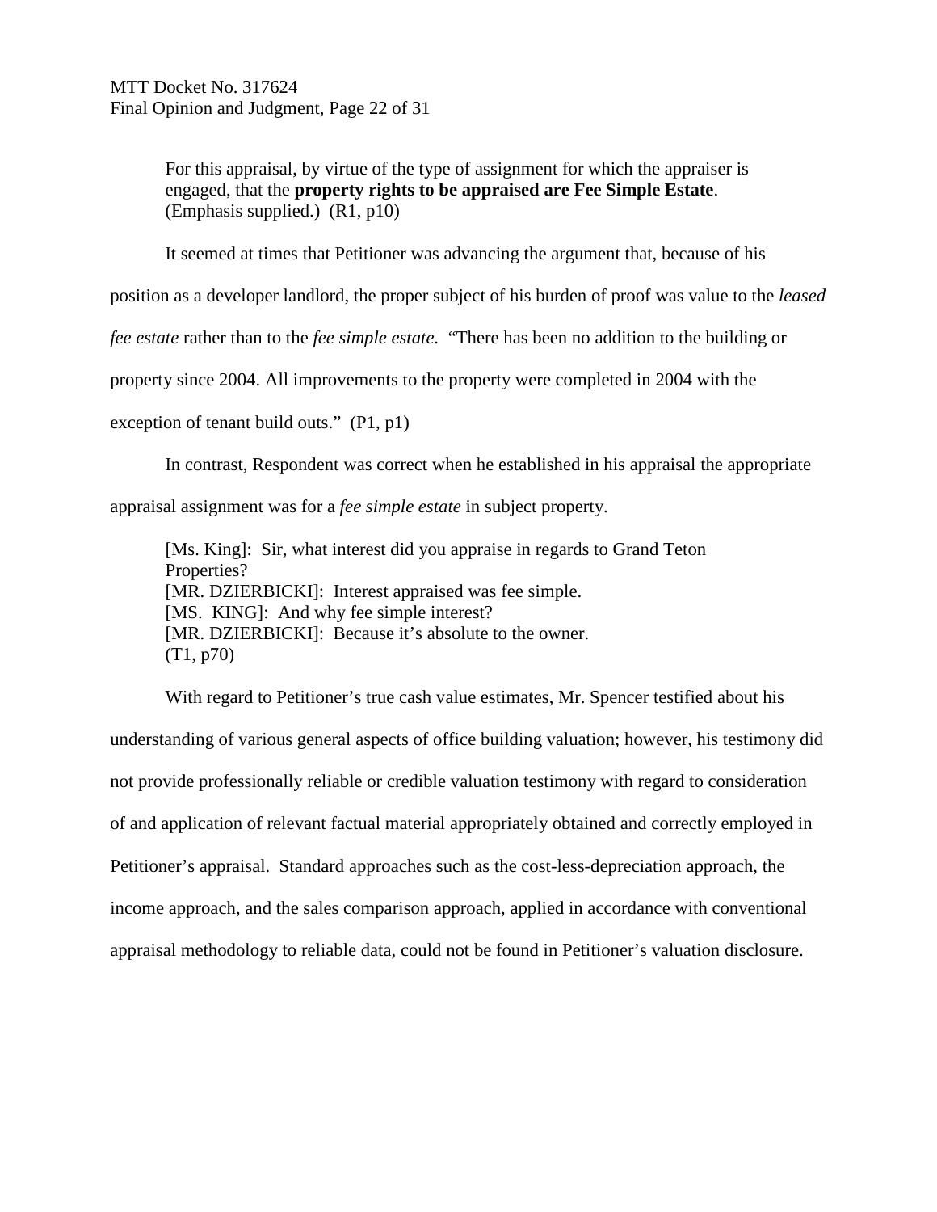For this appraisal, by virtue of the type of assignment for which the appraiser is engaged, that the **property rights to be appraised are Fee Simple Estate**. (Emphasis supplied.) (R1, p10)

It seemed at times that Petitioner was advancing the argument that, because of his position as a developer landlord, the proper subject of his burden of proof was value to the *leased fee estate* rather than to the *fee simple estate.* "There has been no addition to the building or property since 2004. All improvements to the property were completed in 2004 with the exception of tenant build outs." (P1, p1)

In contrast, Respondent was correct when he established in his appraisal the appropriate appraisal assignment was for a *fee simple estate* in subject property.

> [Ms. King]: Sir, what interest did you appraise in regards to Grand Teton Properties?
> [MR. DZIERBICKI]: Interest appraised was fee simple.
> [MS. KING]: And why fee simple interest?
> [MR. DZIERBICKI]: Because it's absolute to the owner.
> (T1, p70)

With regard to Petitioner's true cash value estimates, Mr. Spencer testified about his understanding of various general aspects of office building valuation; however, his testimony did not provide professionally reliable or credible valuation testimony with regard to consideration of and application of relevant factual material appropriately obtained and correctly employed in Petitioner's appraisal. Standard approaches such as the cost-less-depreciation approach, the income approach, and the sales comparison approach, applied in accordance with conventional appraisal methodology to reliable data, could not be found in Petitioner's valuation disclosure.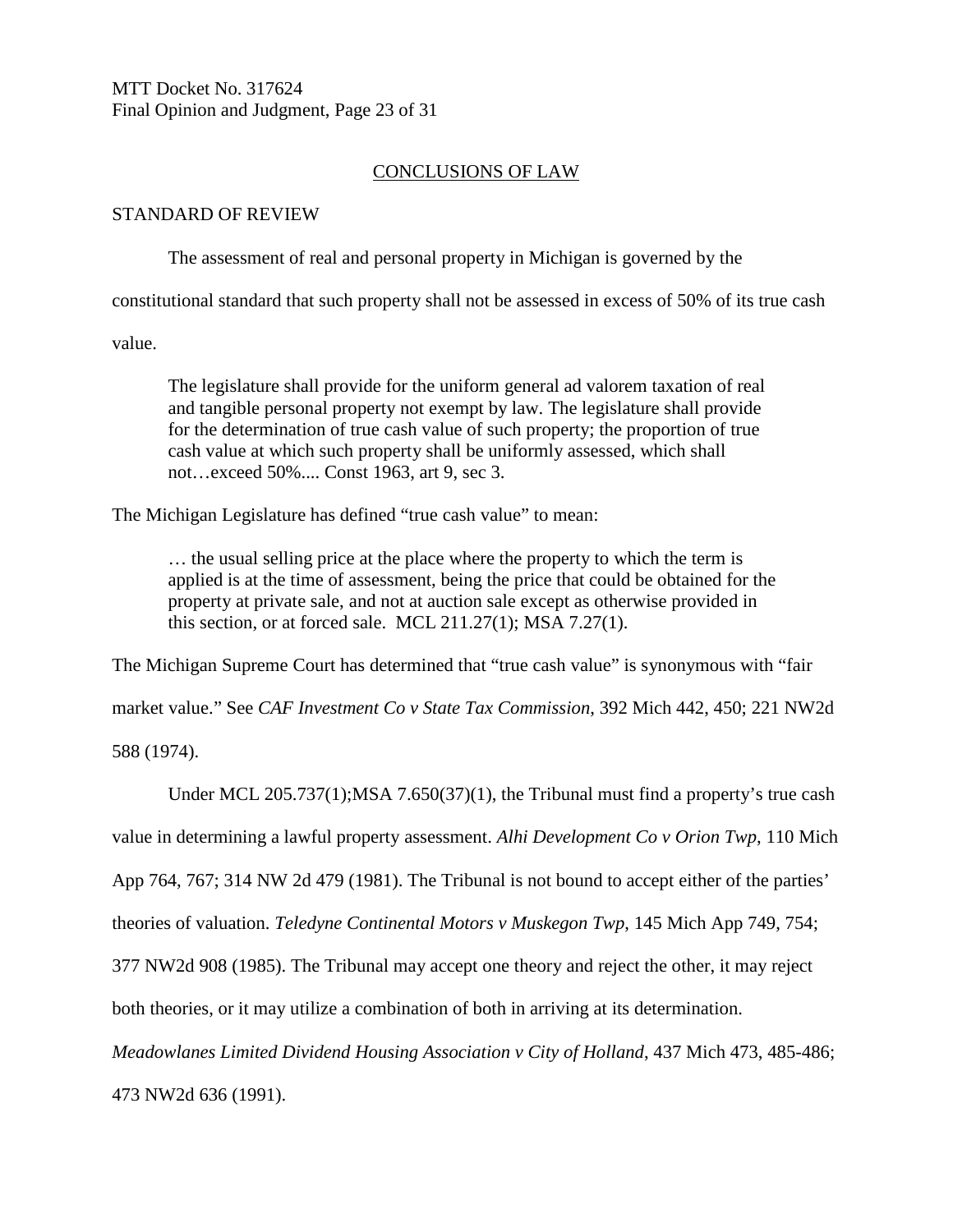## CONCLUSIONS OF LAW

### STANDARD OF REVIEW

The assessment of real and personal property in Michigan is governed by the constitutional standard that such property shall not be assessed in excess of 50% of its true cash value.

> The legislature shall provide for the uniform general ad valorem taxation of real and tangible personal property not exempt by law. The legislature shall provide for the determination of true cash value of such property; the proportion of true cash value at which such property shall be uniformly assessed, which shall not…exceed 50%.... Const 1963, art 9, sec 3.

The Michigan Legislature has defined "true cash value" to mean:

> … the usual selling price at the place where the property to which the term is applied is at the time of assessment, being the price that could be obtained for the property at private sale, and not at auction sale except as otherwise provided in this section, or at forced sale. MCL 211.27(1); MSA 7.27(1).

The Michigan Supreme Court has determined that "true cash value" is synonymous with "fair market value." See *CAF Investment Co v State Tax Commission*, 392 Mich 442, 450; 221 NW2d 588 (1974).

Under MCL 205.737(1);MSA 7.650(37)(1), the Tribunal must find a property's true cash value in determining a lawful property assessment. *Alhi Development Co v Orion Twp*, 110 Mich App 764, 767; 314 NW 2d 479 (1981). The Tribunal is not bound to accept either of the parties' theories of valuation. *Teledyne Continental Motors v Muskegon Twp*, 145 Mich App 749, 754; 377 NW2d 908 (1985). The Tribunal may accept one theory and reject the other, it may reject both theories, or it may utilize a combination of both in arriving at its determination. *Meadowlanes Limited Dividend Housing Association v City of Holland*, 437 Mich 473, 485-486; 473 NW2d 636 (1991).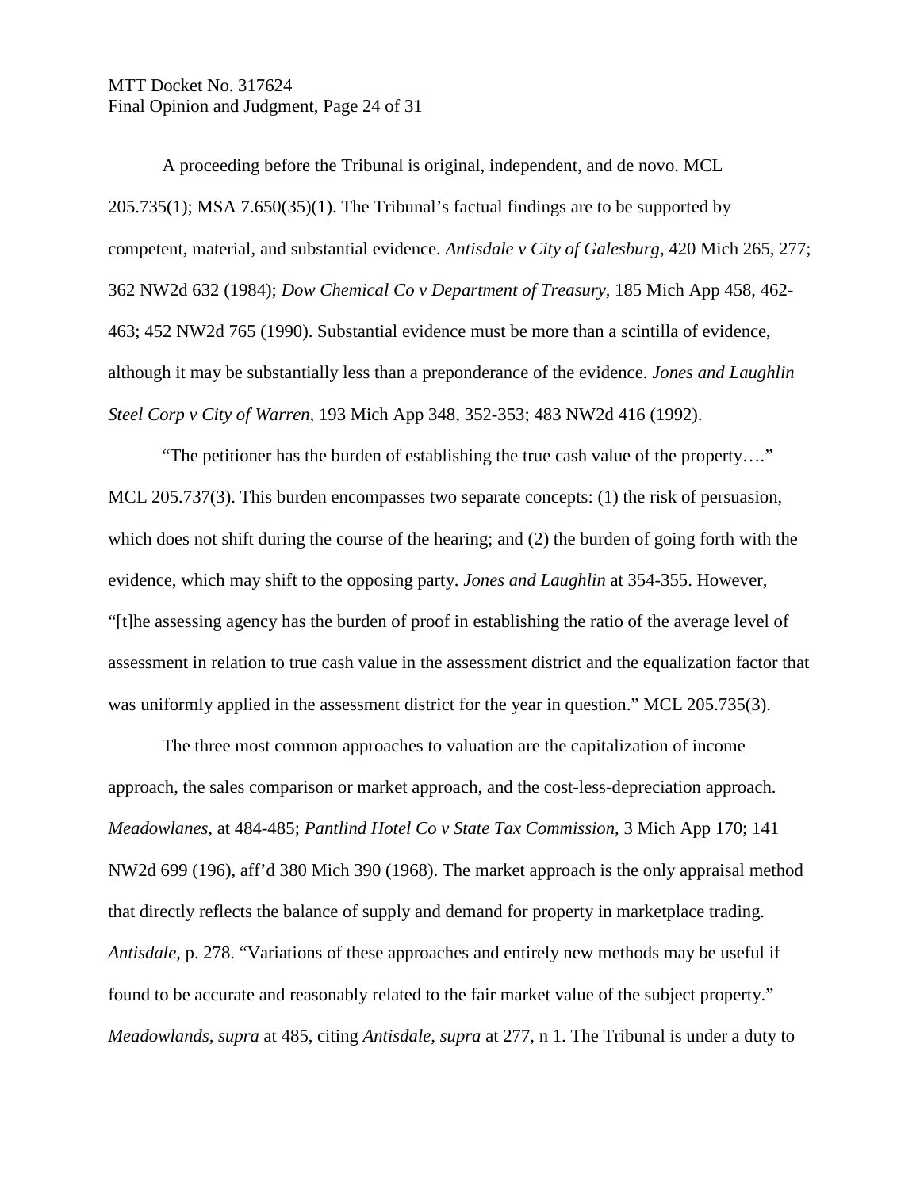A proceeding before the Tribunal is original, independent, and de novo. MCL 205.735(1); MSA 7.650(35)(1). The Tribunal's factual findings are to be supported by competent, material, and substantial evidence. *Antisdale v City of Galesburg*, 420 Mich 265, 277; 362 NW2d 632 (1984); *Dow Chemical Co v Department of Treasury*, 185 Mich App 458, 462-463; 452 NW2d 765 (1990). Substantial evidence must be more than a scintilla of evidence, although it may be substantially less than a preponderance of the evidence. *Jones and Laughlin Steel Corp v City of Warren*, 193 Mich App 348, 352-353; 483 NW2d 416 (1992).

"The petitioner has the burden of establishing the true cash value of the property…." MCL 205.737(3). This burden encompasses two separate concepts: (1) the risk of persuasion, which does not shift during the course of the hearing; and (2) the burden of going forth with the evidence, which may shift to the opposing party. *Jones and Laughlin* at 354-355. However, "[t]he assessing agency has the burden of proof in establishing the ratio of the average level of assessment in relation to true cash value in the assessment district and the equalization factor that was uniformly applied in the assessment district for the year in question." MCL 205.735(3).

The three most common approaches to valuation are the capitalization of income approach, the sales comparison or market approach, and the cost-less-depreciation approach. *Meadowlanes*, at 484-485; *Pantlind Hotel Co v State Tax Commission*, 3 Mich App 170; 141 NW2d 699 (196), aff'd 380 Mich 390 (1968). The market approach is the only appraisal method that directly reflects the balance of supply and demand for property in marketplace trading. *Antisdale*, p. 278. "Variations of these approaches and entirely new methods may be useful if found to be accurate and reasonably related to the fair market value of the subject property." *Meadowlands*, *supra* at 485, citing *Antisdale, supra* at 277, n 1. The Tribunal is under a duty to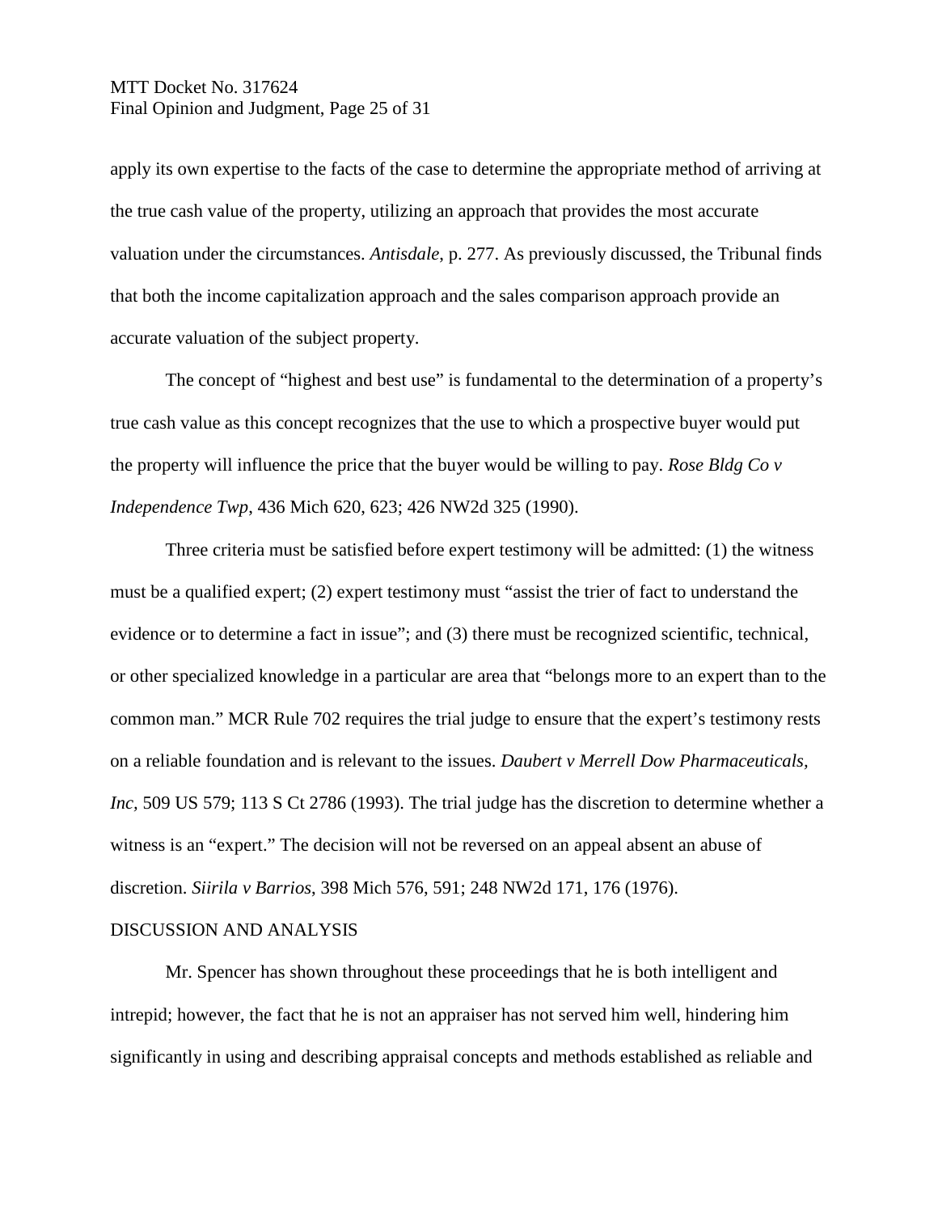apply its own expertise to the facts of the case to determine the appropriate method of arriving at the true cash value of the property, utilizing an approach that provides the most accurate valuation under the circumstances. *Antisdale*, p. 277. As previously discussed, the Tribunal finds that both the income capitalization approach and the sales comparison approach provide an accurate valuation of the subject property.

The concept of "highest and best use" is fundamental to the determination of a property's true cash value as this concept recognizes that the use to which a prospective buyer would put the property will influence the price that the buyer would be willing to pay. *Rose Bldg Co v Independence Twp*, 436 Mich 620, 623; 426 NW2d 325 (1990).

Three criteria must be satisfied before expert testimony will be admitted: (1) the witness must be a qualified expert; (2) expert testimony must "assist the trier of fact to understand the evidence or to determine a fact in issue"; and (3) there must be recognized scientific, technical, or other specialized knowledge in a particular are area that "belongs more to an expert than to the common man." MCR Rule 702 requires the trial judge to ensure that the expert's testimony rests on a reliable foundation and is relevant to the issues. *Daubert v Merrell Dow Pharmaceuticals, Inc*, 509 US 579; 113 S Ct 2786 (1993). The trial judge has the discretion to determine whether a witness is an "expert." The decision will not be reversed on an appeal absent an abuse of discretion. *Siirila v Barrios*, 398 Mich 576, 591; 248 NW2d 171, 176 (1976).

## DISCUSSION AND ANALYSIS

Mr. Spencer has shown throughout these proceedings that he is both intelligent and intrepid; however, the fact that he is not an appraiser has not served him well, hindering him significantly in using and describing appraisal concepts and methods established as reliable and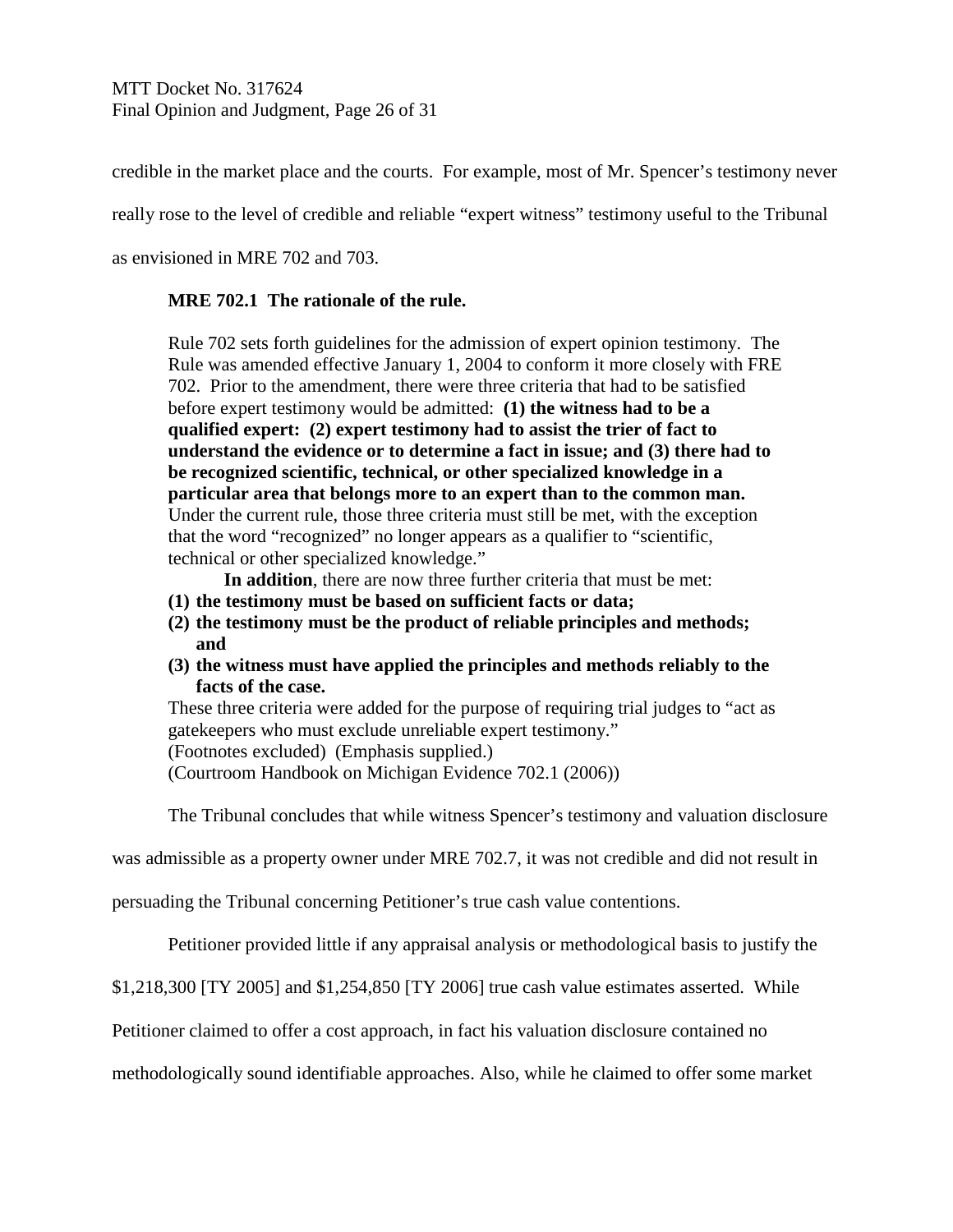credible in the market place and the courts. For example, most of Mr. Spencer's testimony never really rose to the level of credible and reliable "expert witness" testimony useful to the Tribunal as envisioned in MRE 702 and 703.

> **MRE 702.1 The rationale of the rule.**
>
> Rule 702 sets forth guidelines for the admission of expert opinion testimony. The Rule was amended effective January 1, 2004 to conform it more closely with FRE 702. Prior to the amendment, there were three criteria that had to be satisfied before expert testimony would be admitted: **(1) the witness had to be a qualified expert: (2) expert testimony had to assist the trier of fact to understand the evidence or to determine a fact in issue; and (3) there had to be recognized scientific, technical, or other specialized knowledge in a particular area that belongs more to an expert than to the common man.** Under the current rule, those three criteria must still be met, with the exception that the word "recognized" no longer appears as a qualifier to "scientific, technical or other specialized knowledge."
>
> **In addition**, there are now three further criteria that must be met:
>
> **(1) the testimony must be based on sufficient facts or data;**
> **(2) the testimony must be the product of reliable principles and methods; and**
> **(3) the witness must have applied the principles and methods reliably to the facts of the case.**
>
> These three criteria were added for the purpose of requiring trial judges to "act as gatekeepers who must exclude unreliable expert testimony."
> (Footnotes excluded) (Emphasis supplied.)
> (Courtroom Handbook on Michigan Evidence 702.1 (2006))

The Tribunal concludes that while witness Spencer's testimony and valuation disclosure was admissible as a property owner under MRE 702.7, it was not credible and did not result in persuading the Tribunal concerning Petitioner's true cash value contentions.

Petitioner provided little if any appraisal analysis or methodological basis to justify the $1,218,300 [TY 2005] and $1,254,850 [TY 2006] true cash value estimates asserted. While Petitioner claimed to offer a cost approach, in fact his valuation disclosure contained no methodologically sound identifiable approaches. Also, while he claimed to offer some market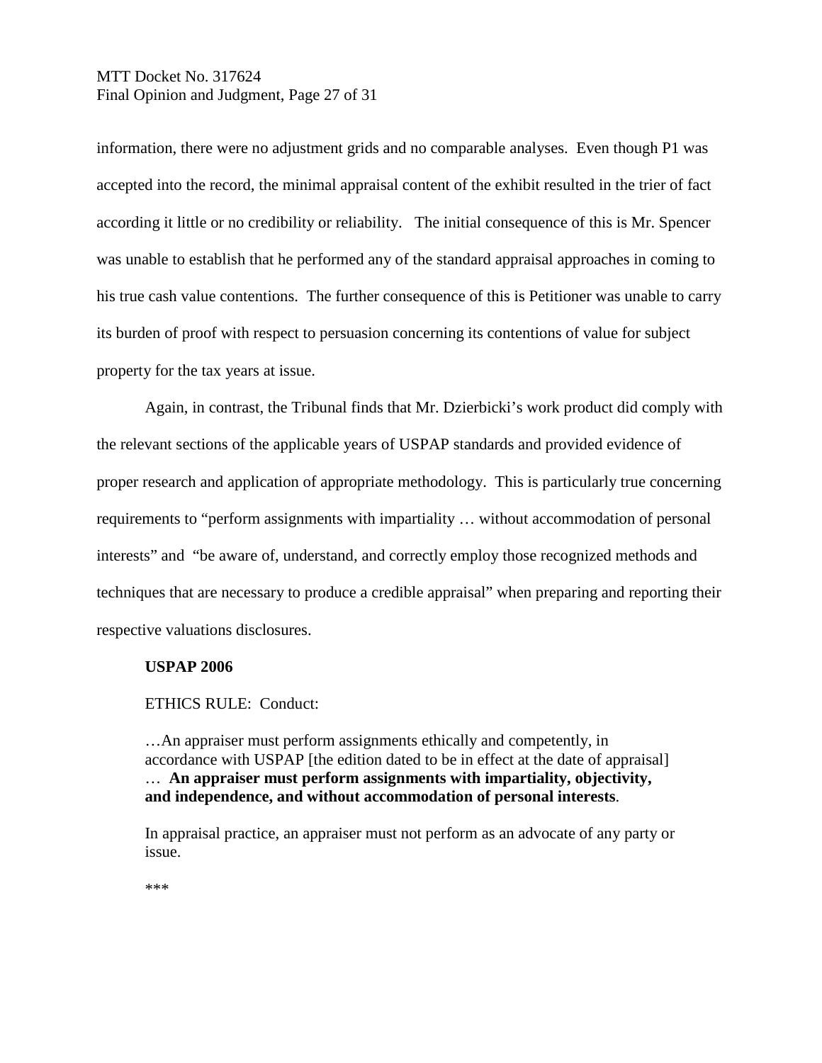information, there were no adjustment grids and no comparable analyses. Even though P1 was accepted into the record, the minimal appraisal content of the exhibit resulted in the trier of fact according it little or no credibility or reliability. The initial consequence of this is Mr. Spencer was unable to establish that he performed any of the standard appraisal approaches in coming to his true cash value contentions. The further consequence of this is Petitioner was unable to carry its burden of proof with respect to persuasion concerning its contentions of value for subject property for the tax years at issue.

Again, in contrast, the Tribunal finds that Mr. Dzierbicki's work product did comply with the relevant sections of the applicable years of USPAP standards and provided evidence of proper research and application of appropriate methodology. This is particularly true concerning requirements to "perform assignments with impartiality … without accommodation of personal interests" and "be aware of, understand, and correctly employ those recognized methods and techniques that are necessary to produce a credible appraisal" when preparing and reporting their respective valuations disclosures.

> **USPAP 2006**
>
> ETHICS RULE: Conduct:
>
> …An appraiser must perform assignments ethically and competently, in accordance with USPAP [the edition dated to be in effect at the date of appraisal] … **An appraiser must perform assignments with impartiality, objectivity, and independence, and without accommodation of personal interests**.
>
> In appraisal practice, an appraiser must not perform as an advocate of any party or issue.
>
> ***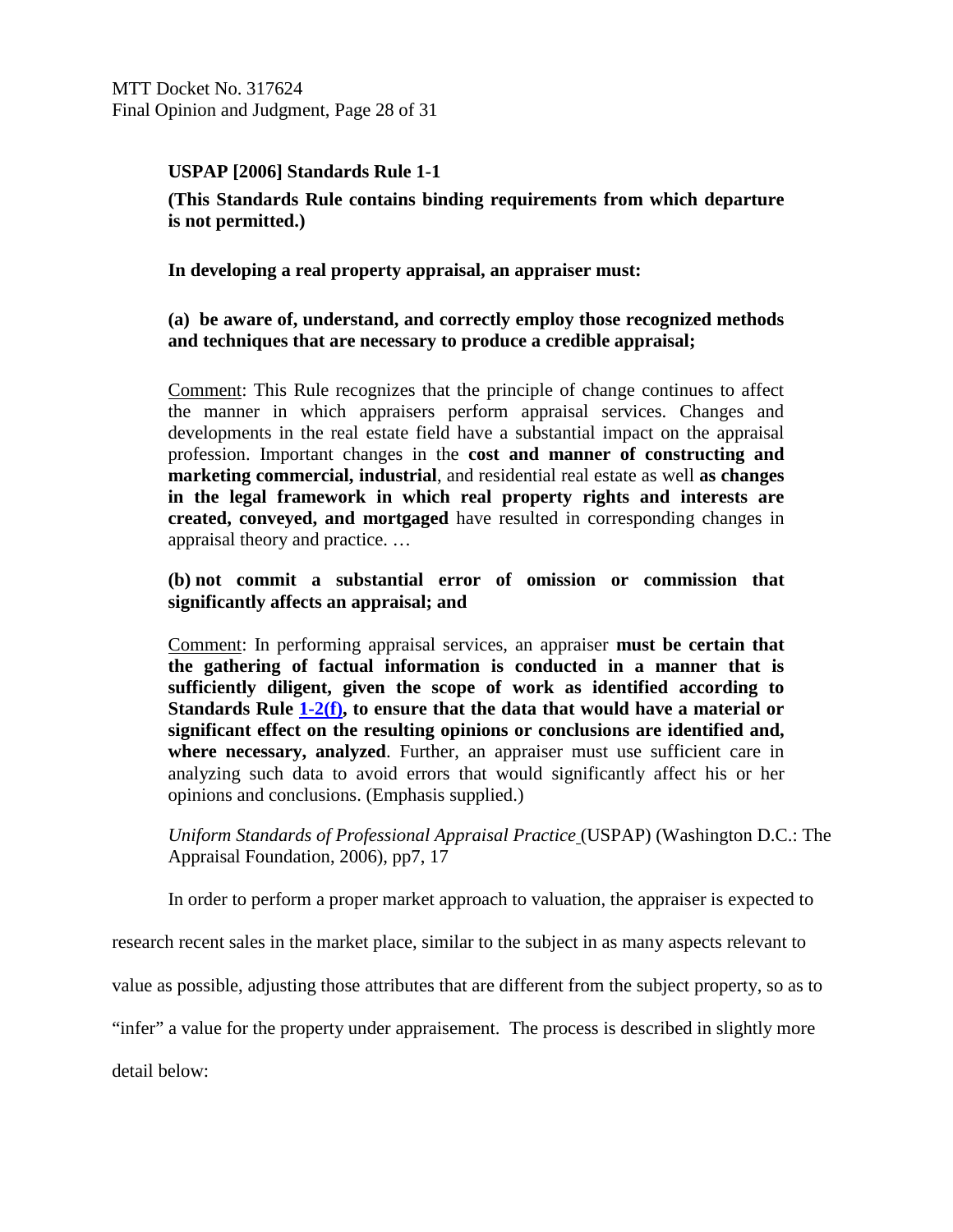**USPAP [2006] Standards Rule 1-1**

**(This Standards Rule contains binding requirements from which departure is not permitted.)**

**In developing a real property appraisal, an appraiser must:**

**(a) be aware of, understand, and correctly employ those recognized methods and techniques that are necessary to produce a credible appraisal;**

Comment: This Rule recognizes that the principle of change continues to affect the manner in which appraisers perform appraisal services. Changes and developments in the real estate field have a substantial impact on the appraisal profession. Important changes in the **cost and manner of constructing and marketing commercial, industrial**, and residential real estate as well **as changes in the legal framework in which real property rights and interests are created, conveyed, and mortgaged** have resulted in corresponding changes in appraisal theory and practice. …

**(b) not commit a substantial error of omission or commission that significantly affects an appraisal; and**

Comment: In performing appraisal services, an appraiser **must be certain that the gathering of factual information is conducted in a manner that is sufficiently diligent, given the scope of work as identified according to Standards Rule 1-2(f), to ensure that the data that would have a material or significant effect on the resulting opinions or conclusions are identified and, where necessary, analyzed**. Further, an appraiser must use sufficient care in analyzing such data to avoid errors that would significantly affect his or her opinions and conclusions. (Emphasis supplied.)

*Uniform Standards of Professional Appraisal Practice* (USPAP) (Washington D.C.: The Appraisal Foundation, 2006), pp7, 17

In order to perform a proper market approach to valuation, the appraiser is expected to research recent sales in the market place, similar to the subject in as many aspects relevant to value as possible, adjusting those attributes that are different from the subject property, so as to "infer" a value for the property under appraisement. The process is described in slightly more detail below: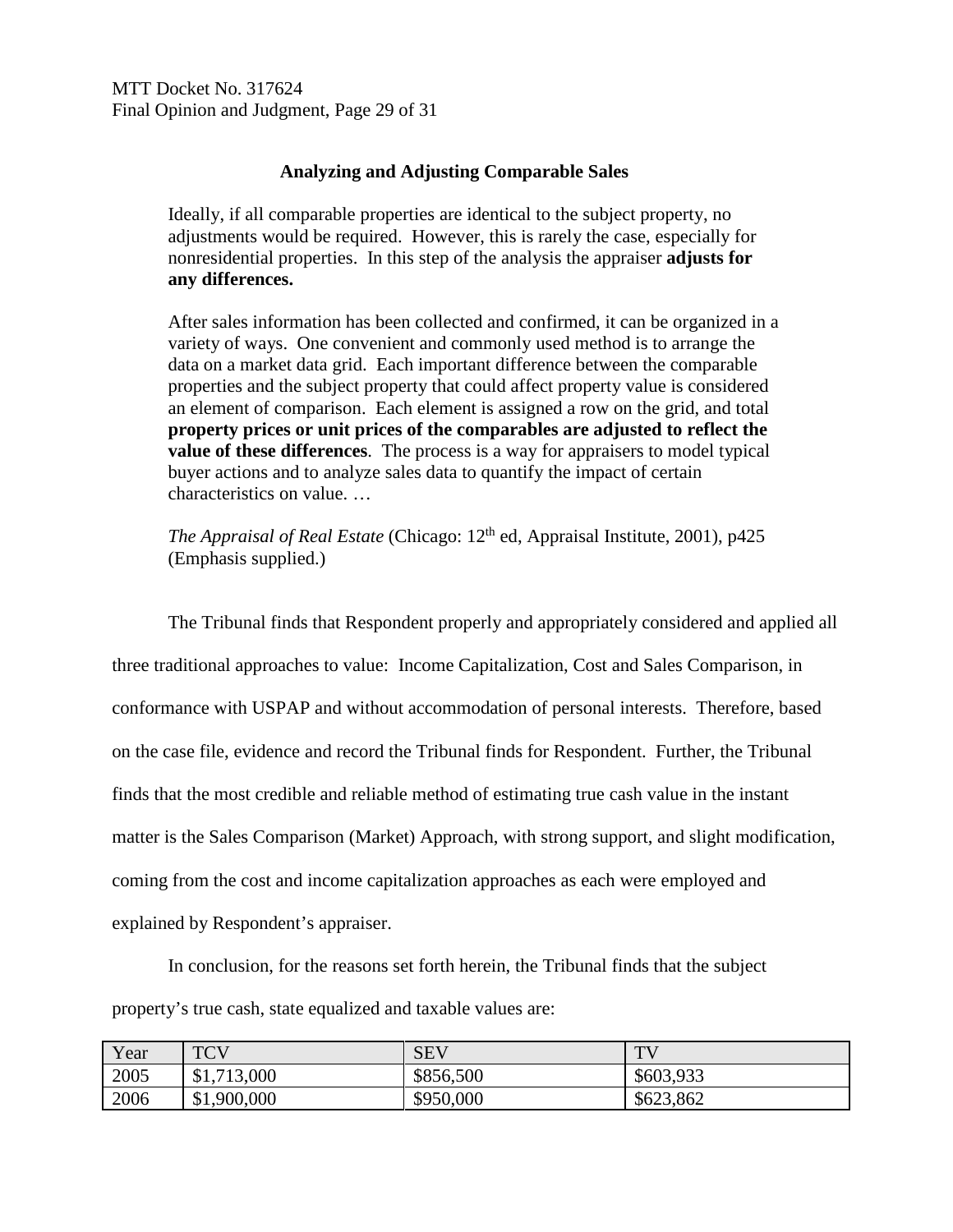### Analyzing and Adjusting Comparable Sales

> Ideally, if all comparable properties are identical to the subject property, no adjustments would be required. However, this is rarely the case, especially for nonresidential properties. In this step of the analysis the appraiser **adjusts for any differences.**
>
> After sales information has been collected and confirmed, it can be organized in a variety of ways. One convenient and commonly used method is to arrange the data on a market data grid. Each important difference between the comparable properties and the subject property that could affect property value is considered an element of comparison. Each element is assigned a row on the grid, and total **property prices or unit prices of the comparables are adjusted to reflect the value of these differences**. The process is a way for appraisers to model typical buyer actions and to analyze sales data to quantify the impact of certain characteristics on value. …
>
> *The Appraisal of Real Estate* (Chicago: 12th ed, Appraisal Institute, 2001), p425 (Emphasis supplied.)

The Tribunal finds that Respondent properly and appropriately considered and applied all three traditional approaches to value: Income Capitalization, Cost and Sales Comparison, in conformance with USPAP and without accommodation of personal interests. Therefore, based on the case file, evidence and record the Tribunal finds for Respondent. Further, the Tribunal finds that the most credible and reliable method of estimating true cash value in the instant matter is the Sales Comparison (Market) Approach, with strong support, and slight modification, coming from the cost and income capitalization approaches as each were employed and explained by Respondent's appraiser.

In conclusion, for the reasons set forth herein, the Tribunal finds that the subject property's true cash, state equalized and taxable values are:

| Year | TCV | SEV | TV |
|---|---|---|---|
| 2005 | $1,713,000 | $856,500 | $603,933 |
| 2006 | $1,900,000 | $950,000 | $623,862 |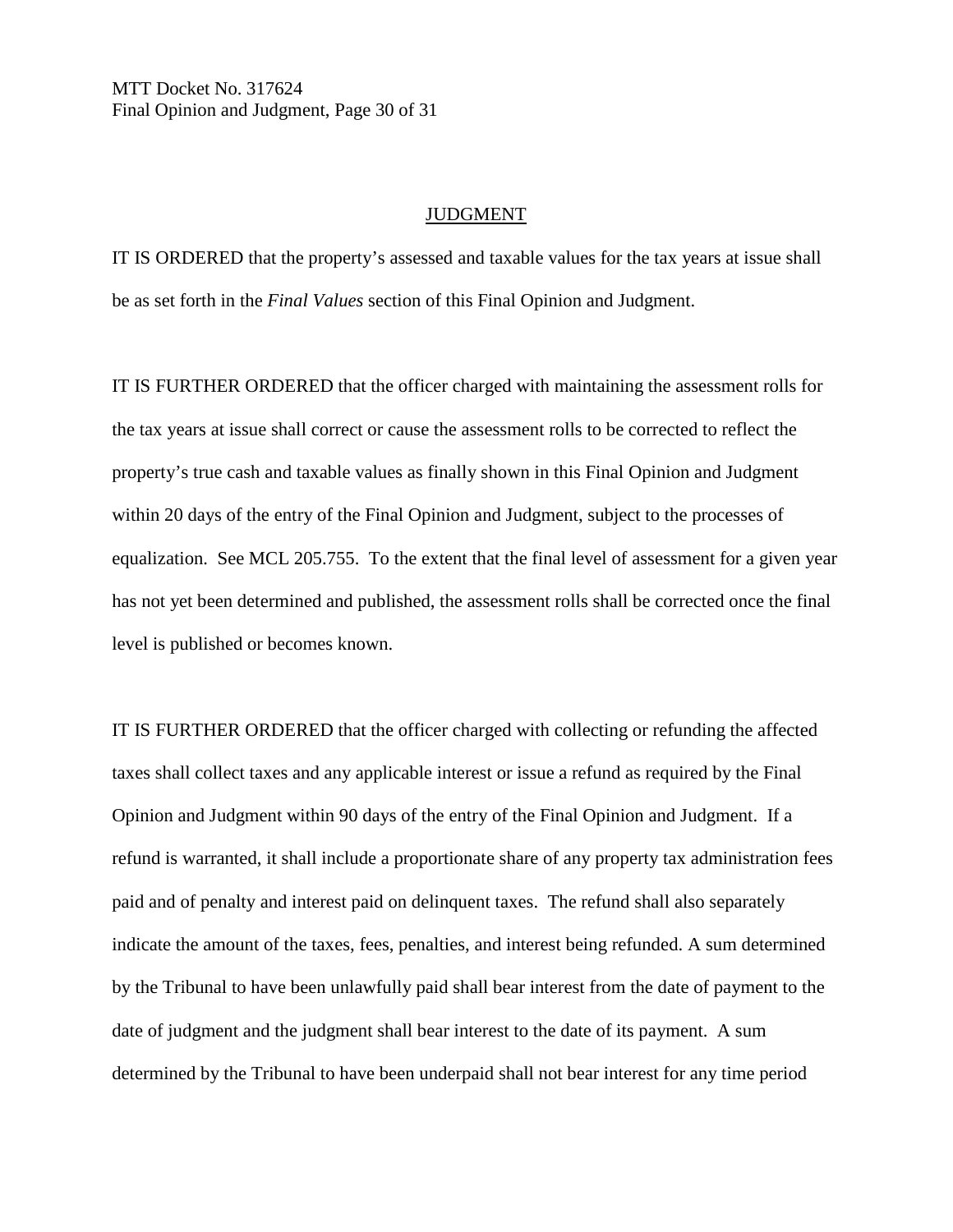## JUDGMENT

IT IS ORDERED that the property's assessed and taxable values for the tax years at issue shall be as set forth in the *Final Values* section of this Final Opinion and Judgment.

IT IS FURTHER ORDERED that the officer charged with maintaining the assessment rolls for the tax years at issue shall correct or cause the assessment rolls to be corrected to reflect the property's true cash and taxable values as finally shown in this Final Opinion and Judgment within 20 days of the entry of the Final Opinion and Judgment, subject to the processes of equalization. See MCL 205.755. To the extent that the final level of assessment for a given year has not yet been determined and published, the assessment rolls shall be corrected once the final level is published or becomes known.

IT IS FURTHER ORDERED that the officer charged with collecting or refunding the affected taxes shall collect taxes and any applicable interest or issue a refund as required by the Final Opinion and Judgment within 90 days of the entry of the Final Opinion and Judgment. If a refund is warranted, it shall include a proportionate share of any property tax administration fees paid and of penalty and interest paid on delinquent taxes. The refund shall also separately indicate the amount of the taxes, fees, penalties, and interest being refunded. A sum determined by the Tribunal to have been unlawfully paid shall bear interest from the date of payment to the date of judgment and the judgment shall bear interest to the date of its payment. A sum determined by the Tribunal to have been underpaid shall not bear interest for any time period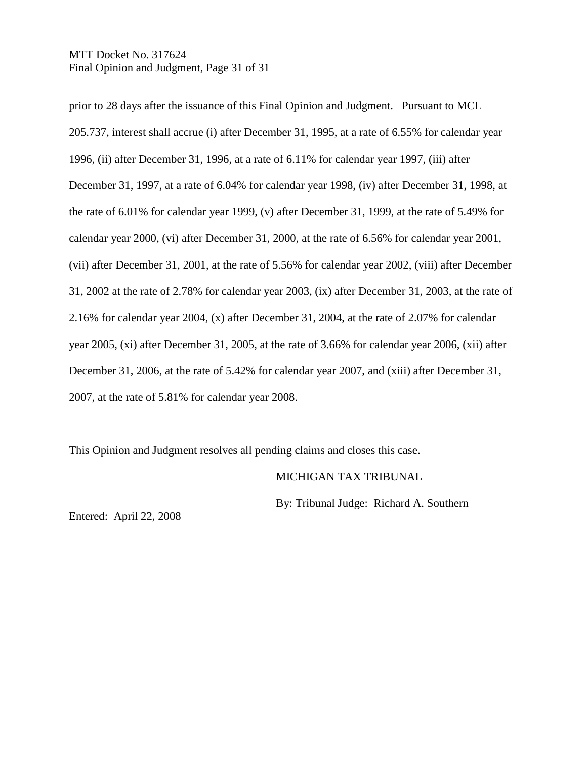prior to 28 days after the issuance of this Final Opinion and Judgment. Pursuant to MCL 205.737, interest shall accrue (i) after December 31, 1995, at a rate of 6.55% for calendar year 1996, (ii) after December 31, 1996, at a rate of 6.11% for calendar year 1997, (iii) after December 31, 1997, at a rate of 6.04% for calendar year 1998, (iv) after December 31, 1998, at the rate of 6.01% for calendar year 1999, (v) after December 31, 1999, at the rate of 5.49% for calendar year 2000, (vi) after December 31, 2000, at the rate of 6.56% for calendar year 2001, (vii) after December 31, 2001, at the rate of 5.56% for calendar year 2002, (viii) after December 31, 2002 at the rate of 2.78% for calendar year 2003, (ix) after December 31, 2003, at the rate of 2.16% for calendar year 2004, (x) after December 31, 2004, at the rate of 2.07% for calendar year 2005, (xi) after December 31, 2005, at the rate of 3.66% for calendar year 2006, (xii) after December 31, 2006, at the rate of 5.42% for calendar year 2007, and (xiii) after December 31, 2007, at the rate of 5.81% for calendar year 2008.

This Opinion and Judgment resolves all pending claims and closes this case.

MICHIGAN TAX TRIBUNAL

By: Tribunal Judge: Richard A. Southern

Entered: April 22, 2008